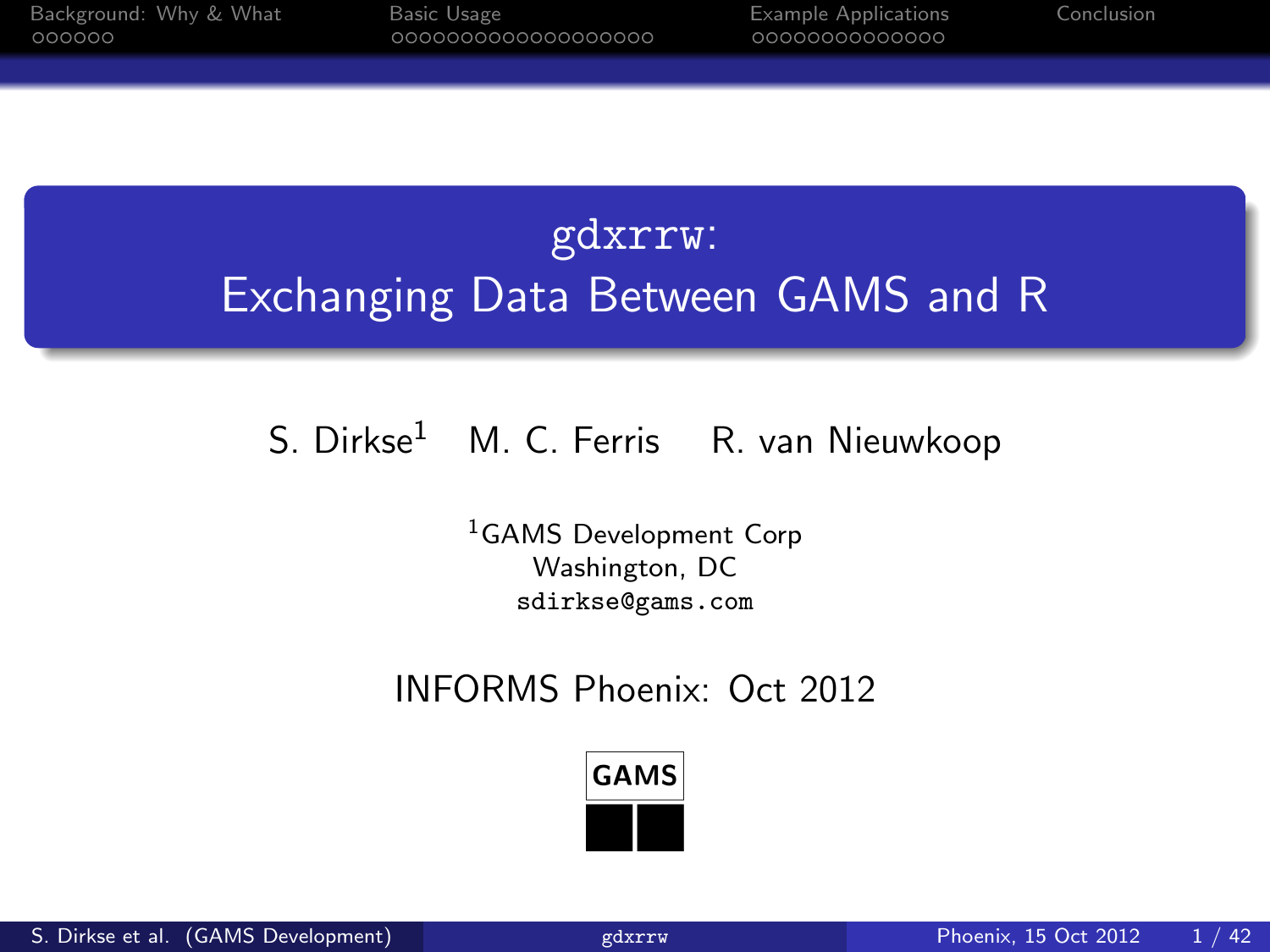# gdxrrw: Exchanging Data Between GAMS and R

S. Dirkse[1] M. C. Ferris R. van Nieuwkoop

[1]GAMS Development Corp
Washington, DC
sdirkse@gams.com

INFORMS Phoenix: Oct 2012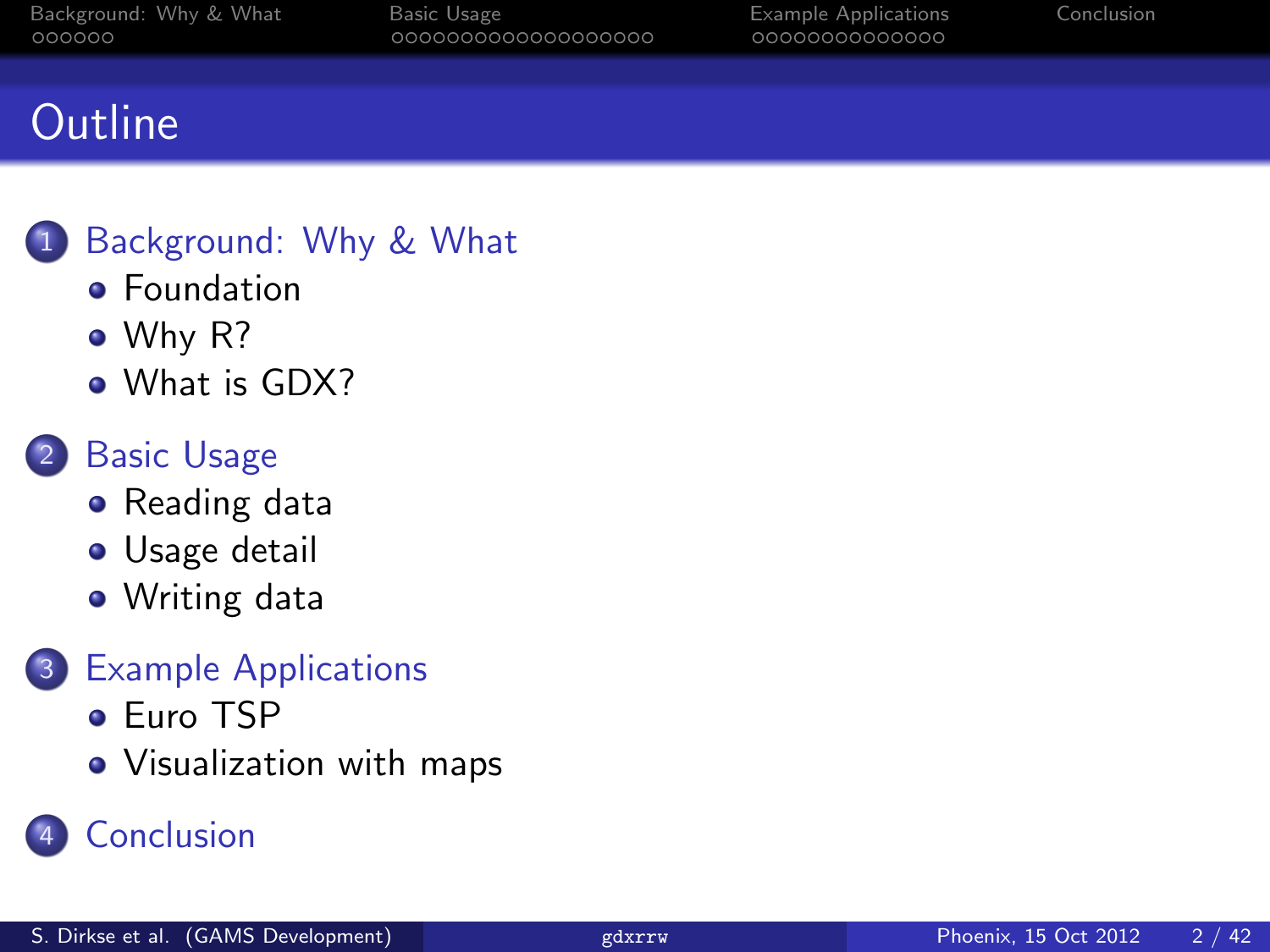# Outline

1. Background: Why & What
   - Foundation
   - Why R?
   - What is GDX?
2. Basic Usage
   - Reading data
   - Usage detail
   - Writing data
3. Example Applications
   - Euro TSP
   - Visualization with maps
4. Conclusion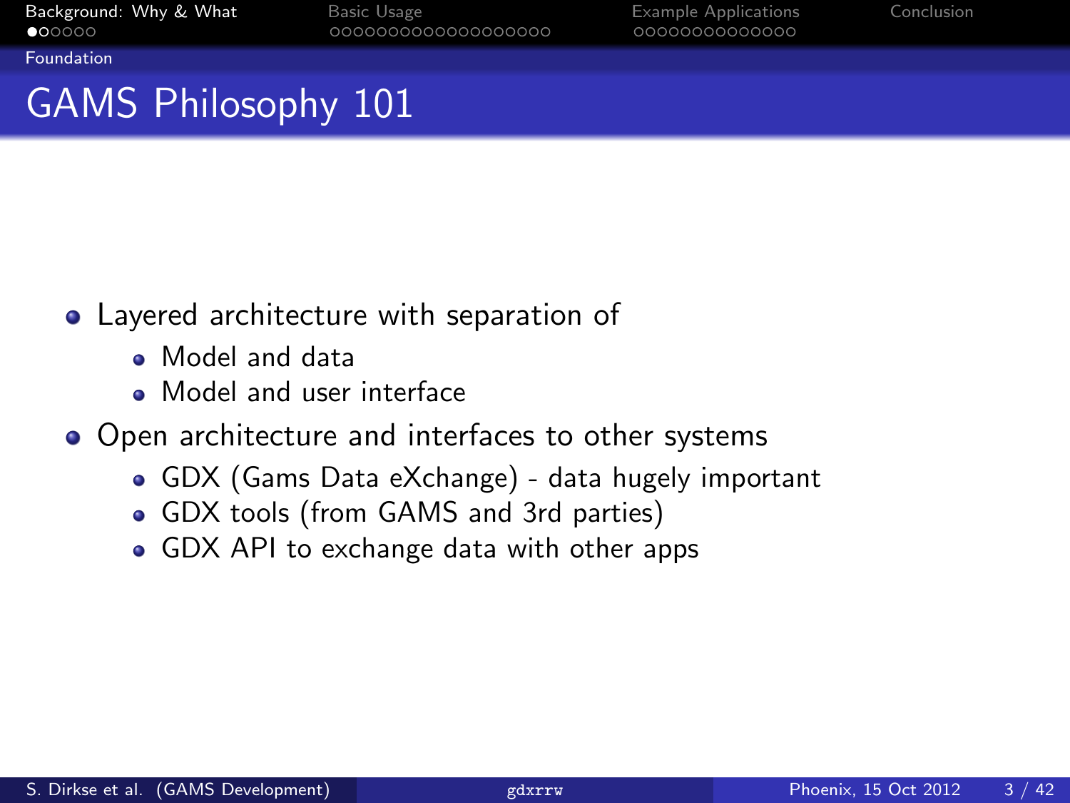# GAMS Philosophy 101

- Layered architecture with separation of
  - Model and data
  - Model and user interface
- Open architecture and interfaces to other systems
  - GDX (Gams Data eXchange) - data hugely important
  - GDX tools (from GAMS and 3rd parties)
  - GDX API to exchange data with other apps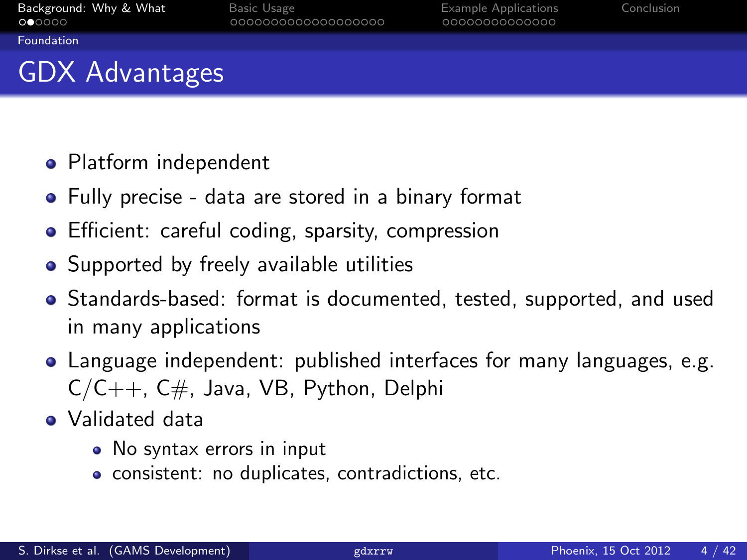# GDX Advantages

- Platform independent
- Fully precise - data are stored in a binary format
- Efficient: careful coding, sparsity, compression
- Supported by freely available utilities
- Standards-based: format is documented, tested, supported, and used in many applications
- Language independent: published interfaces for many languages, e.g. C/C++, C#, Java, VB, Python, Delphi
- Validated data
  - No syntax errors in input
  - consistent: no duplicates, contradictions, etc.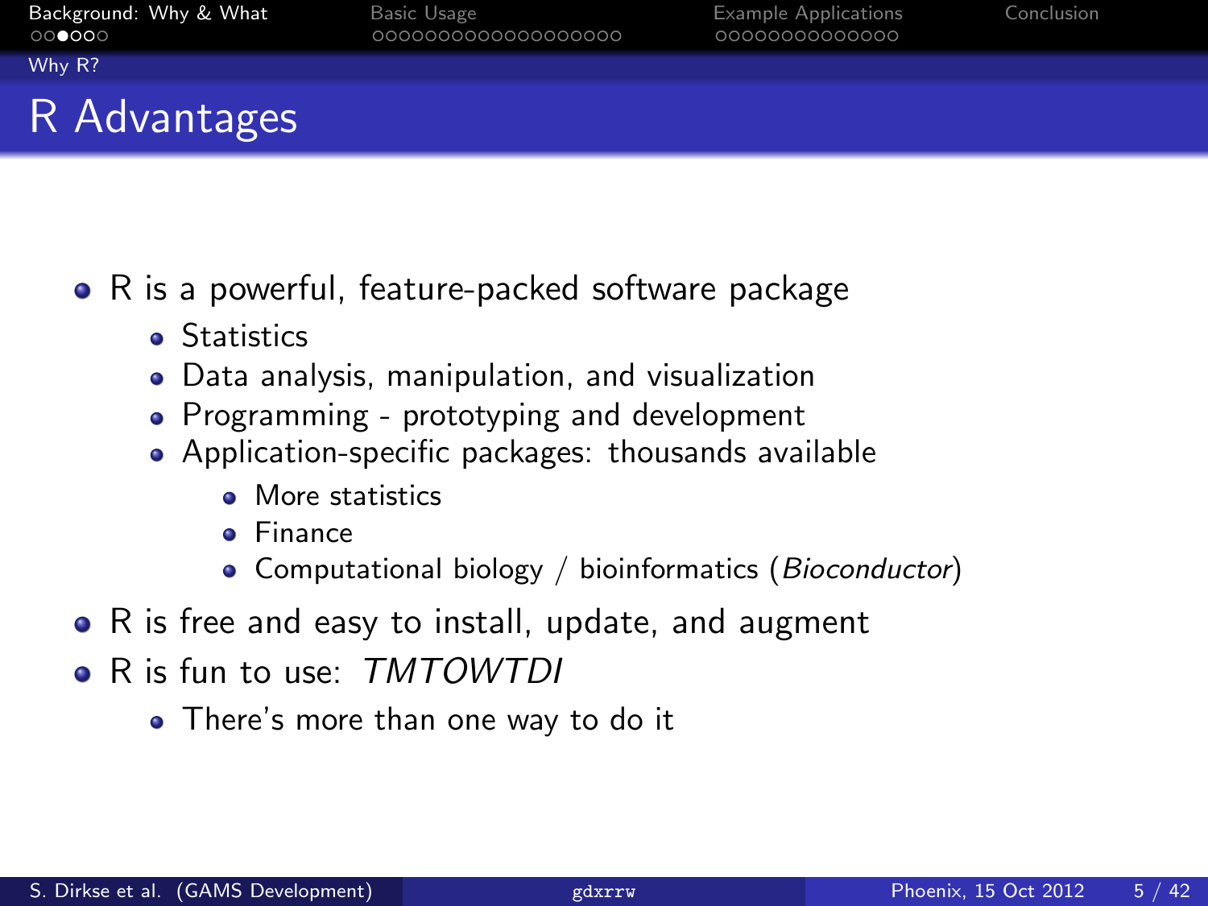# R Advantages

- R is a powerful, feature-packed software package
  - Statistics
  - Data analysis, manipulation, and visualization
  - Programming - prototyping and development
  - Application-specific packages: thousands available
    - More statistics
    - Finance
    - Computational biology / bioinformatics (*Bioconductor*)
- R is free and easy to install, update, and augment
- R is fun to use: *TMTOWTDI*
  - There's more than one way to do it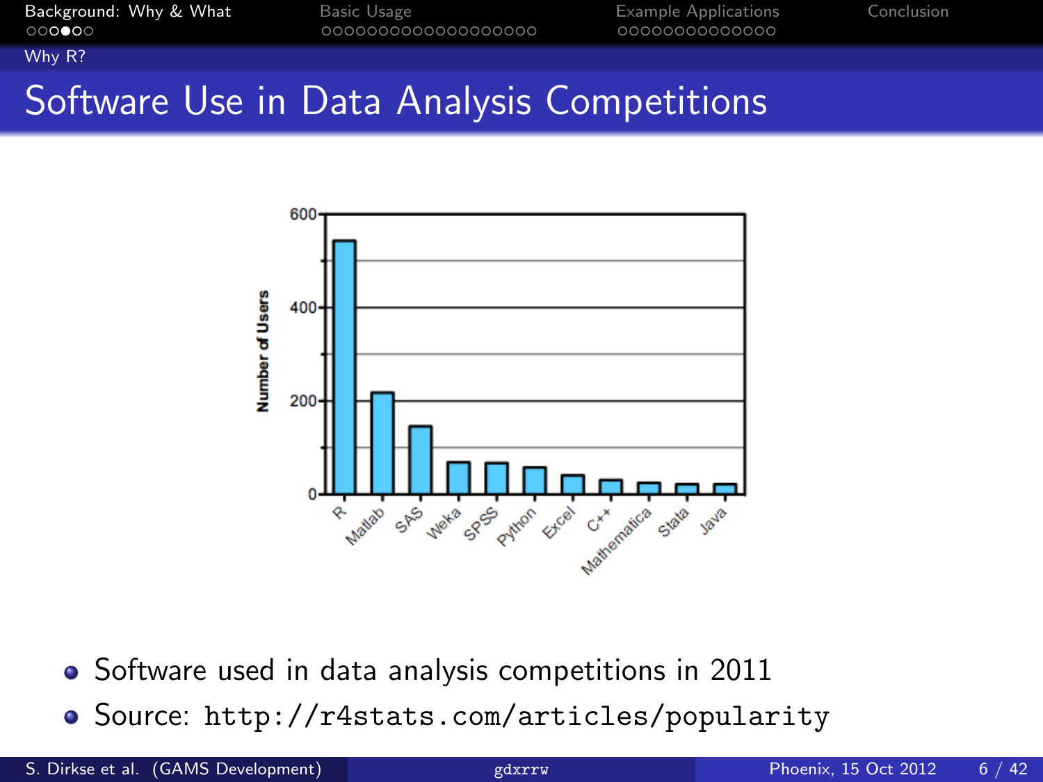# Software Use in Data Analysis Competitions

- Software used in data analysis competitions in 2011
- Source: `http://r4stats.com/articles/popularity`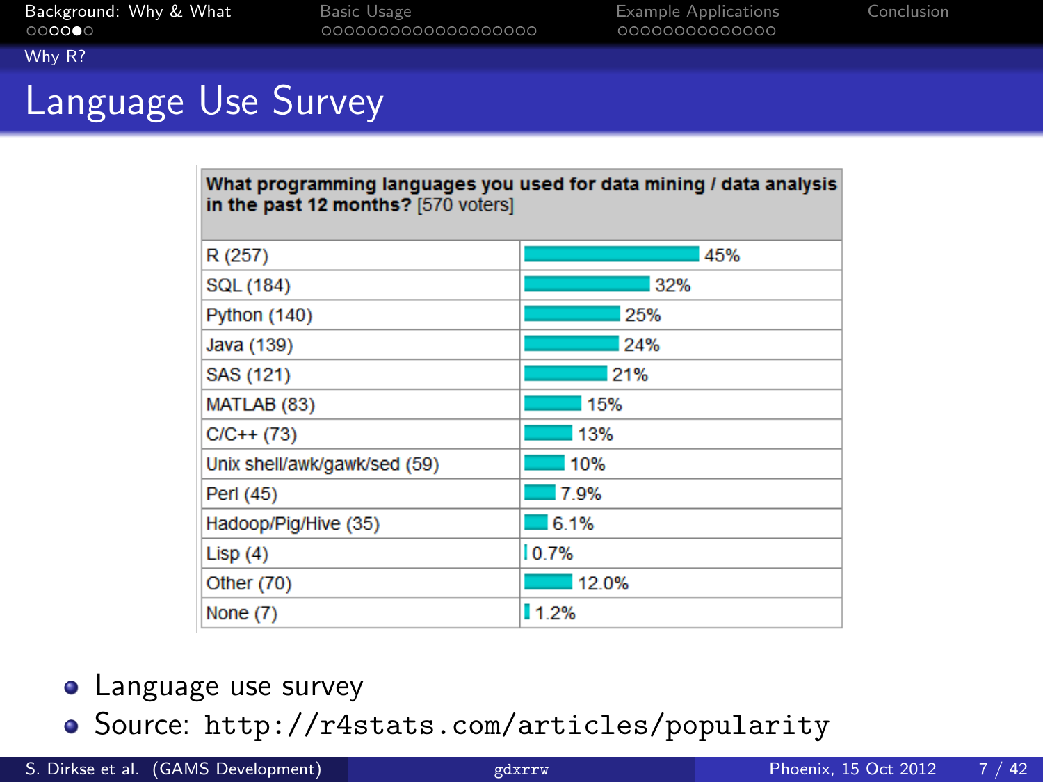## Language Use Survey

| What programming languages you used for data mining / data analysis in the past 12 months? [570 voters] | |
|---|---|
| R (257) | 45% |
| SQL (184) | 32% |
| Python (140) | 25% |
| Java (139) | 24% |
| SAS (121) | 21% |
| MATLAB (83) | 15% |
| C/C++ (73) | 13% |
| Unix shell/awk/gawk/sed (59) | 10% |
| Perl (45) | 7.9% |
| Hadoop/Pig/Hive (35) | 6.1% |
| Lisp (4) | 0.7% |
| Other (70) | 12.0% |
| None (7) | 1.2% |

- Language use survey
- Source: `http://r4stats.com/articles/popularity`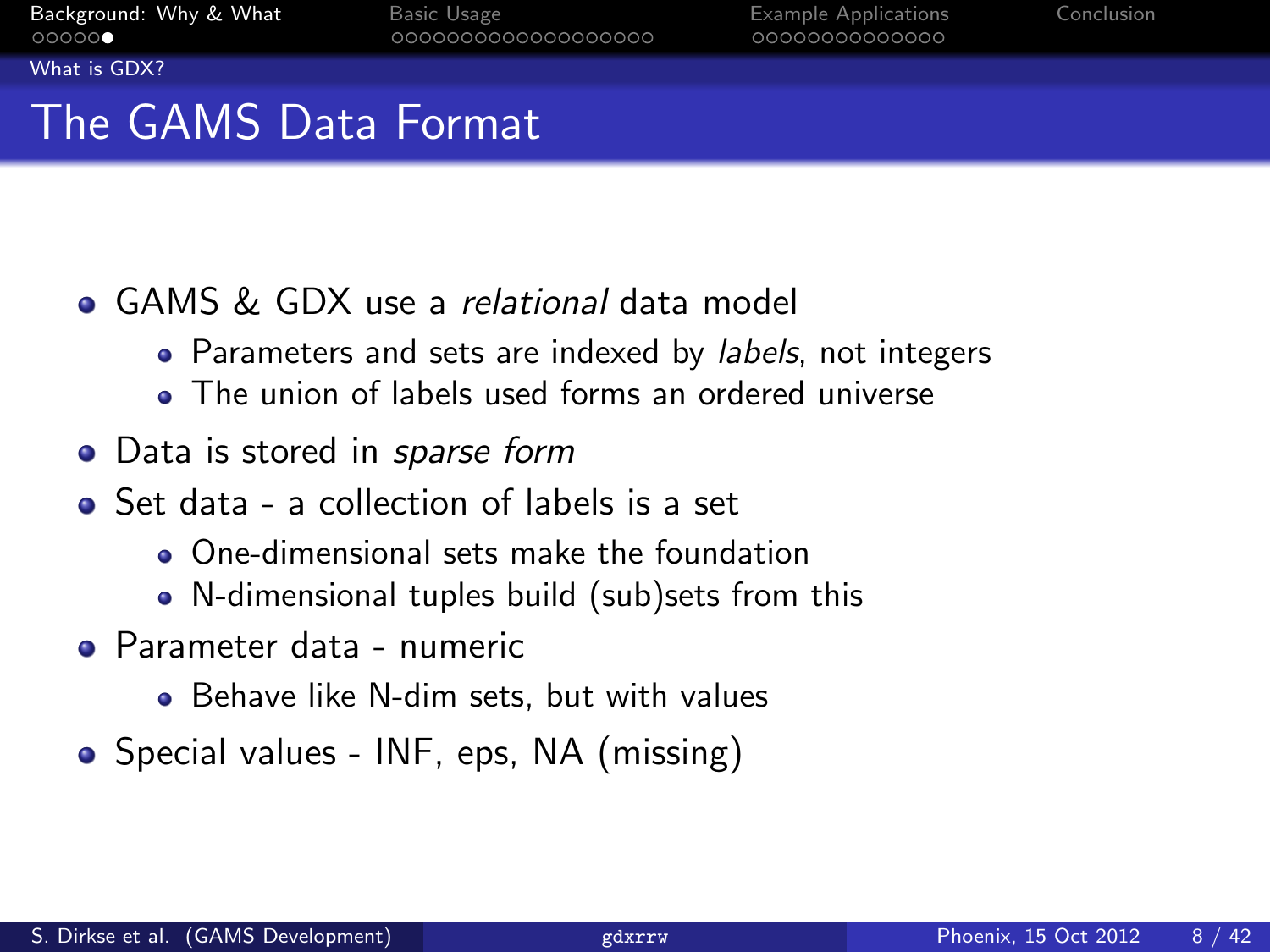## The GAMS Data Format

- GAMS & GDX use a *relational* data model
  - Parameters and sets are indexed by *labels*, not integers
  - The union of labels used forms an ordered universe
- Data is stored in *sparse form*
- Set data - a collection of labels is a set
  - One-dimensional sets make the foundation
  - N-dimensional tuples build (sub)sets from this
- Parameter data - numeric
  - Behave like N-dim sets, but with values
- Special values - INF, eps, NA (missing)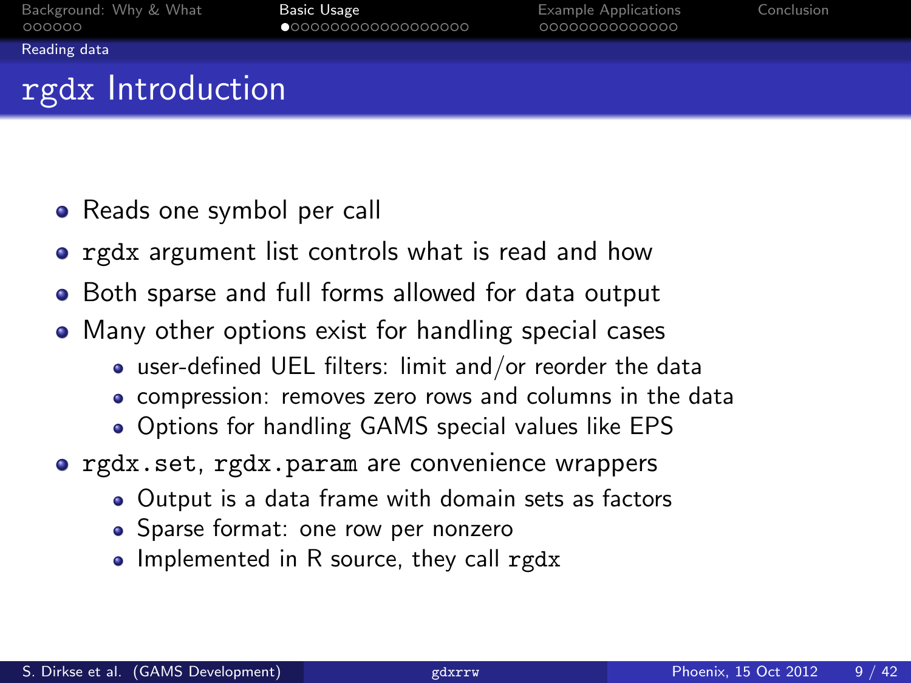# rgdx Introduction

- Reads one symbol per call
- `rgdx` argument list controls what is read and how
- Both sparse and full forms allowed for data output
- Many other options exist for handling special cases
  - user-defined UEL filters: limit and/or reorder the data
  - compression: removes zero rows and columns in the data
  - Options for handling GAMS special values like EPS
- `rgdx.set`, `rgdx.param` are convenience wrappers
  - Output is a data frame with domain sets as factors
  - Sparse format: one row per nonzero
  - Implemented in R source, they call `rgdx`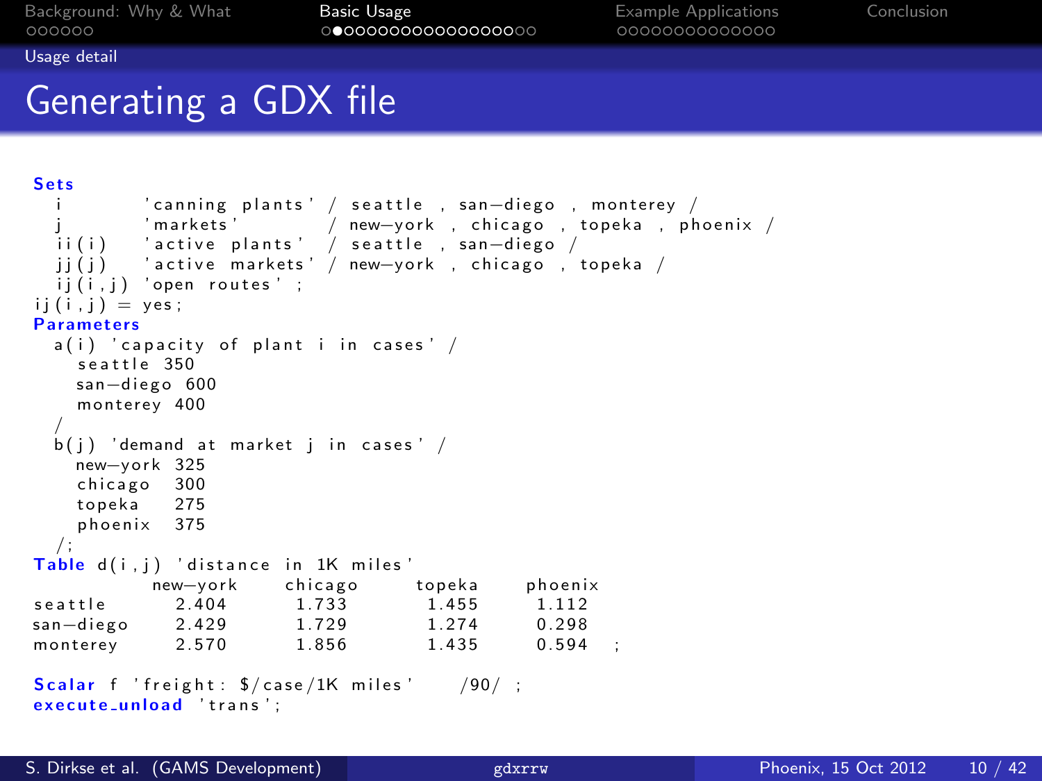# Generating a GDX file

```
Sets
  i       'canning plants' / seattle , san-diego , monterey /
  j       'markets'        / new-york , chicago , topeka , phoenix /
  ii(i)   'active plants'  / seattle , san-diego /
  jj(j)   'active markets' / new-york , chicago , topeka /
  ij(i,j) 'open routes' ;
ij(i,j) = yes;
Parameters
  a(i) 'capacity of plant i in cases' /
    seattle 350
    san-diego 600
    monterey 400
  /
  b(j) 'demand at market j in cases' /
    new-york 325
    chicago  300
    topeka   275
    phoenix  375
  /;
Table d(i,j) 'distance in 1K miles'
            new-york    chicago    topeka    phoenix
seattle       2.404      1.733      1.455     1.112
san-diego     2.429      1.729      1.274     0.298
monterey      2.570      1.856      1.435     0.594   ;

Scalar f 'freight: $/case/1K miles'   /90/ ;
execute_unload 'trans';
```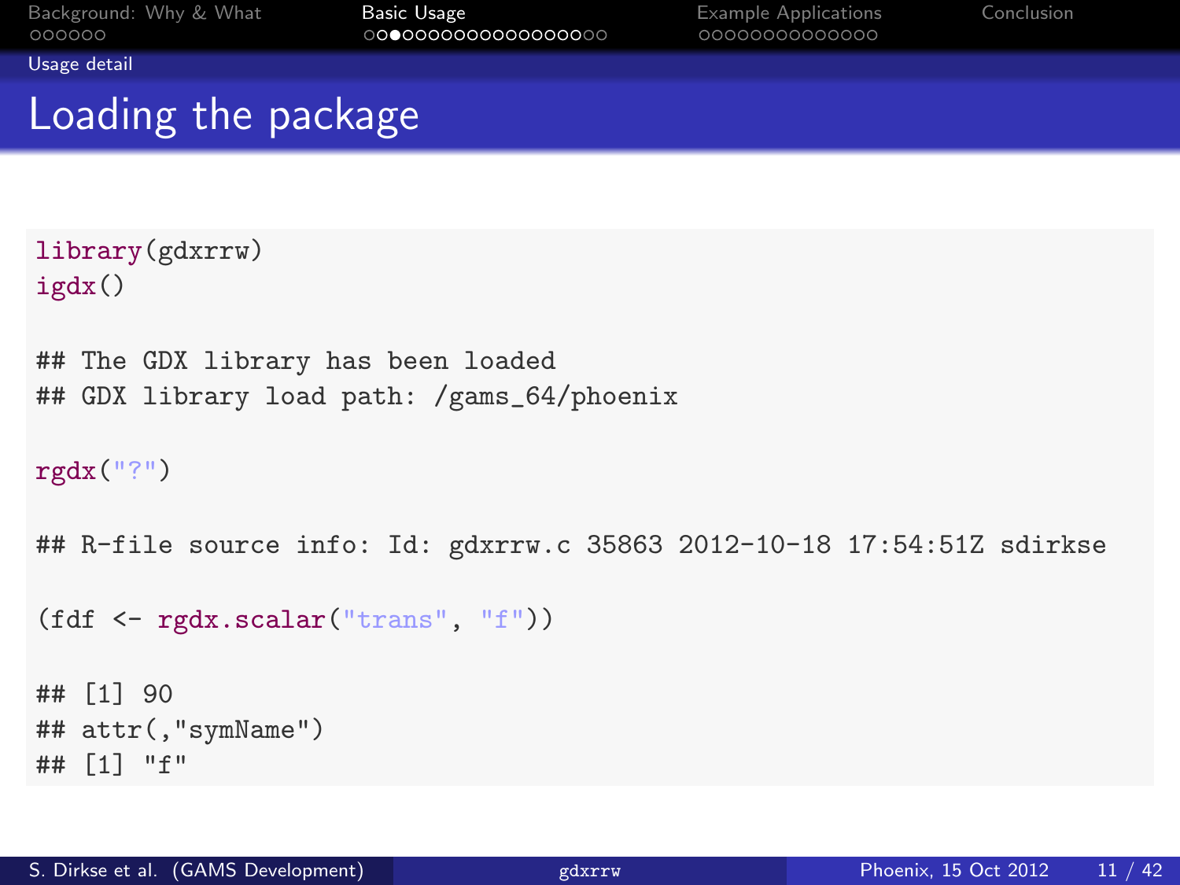Usage detail

# Loading the package

```
library(gdxrrw)
igdx()

## The GDX library has been loaded
## GDX library load path: /gams_64/phoenix

rgdx("?")

## R-file source info: Id: gdxrrw.c 35863 2012-10-18 17:54:51Z sdirkse

(fdf <- rgdx.scalar("trans", "f"))

## [1] 90
## attr(,"symName")
## [1] "f"
```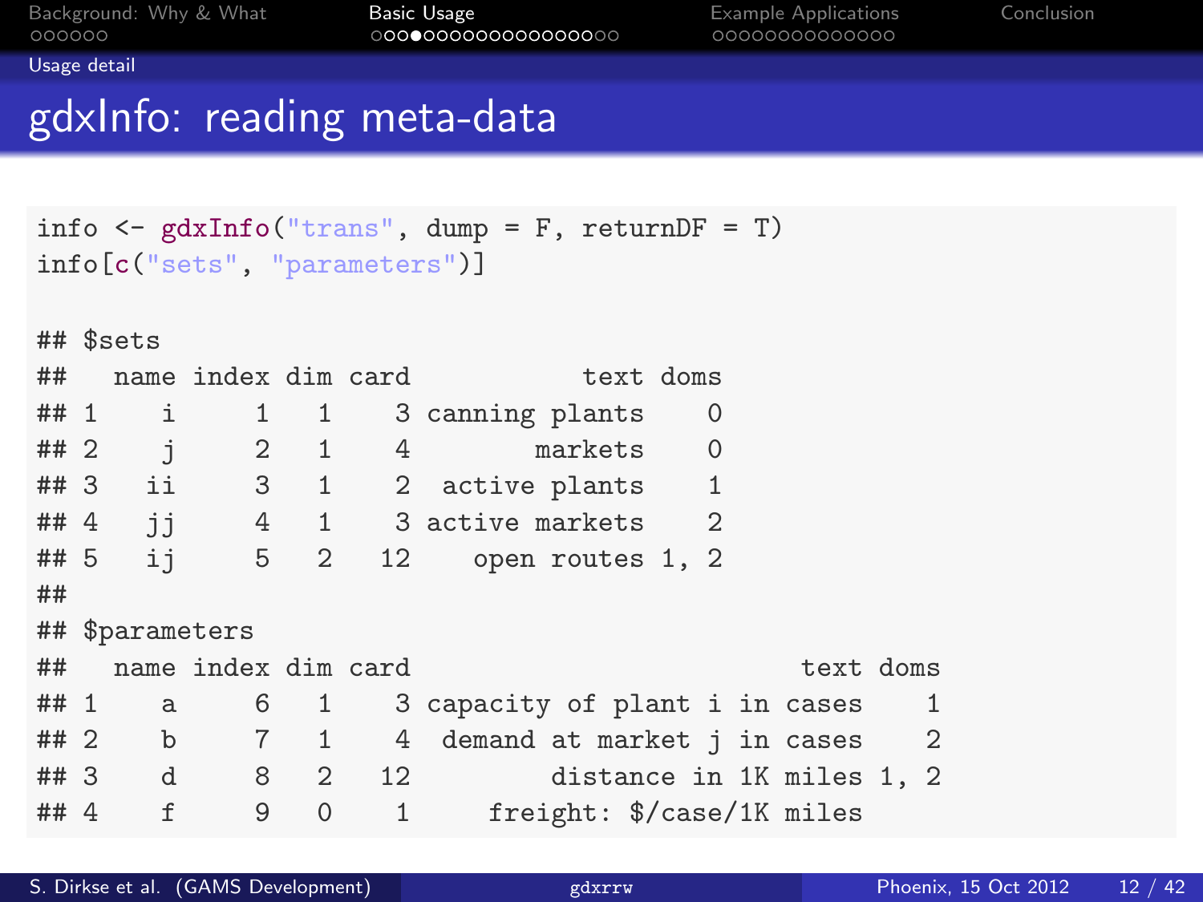# gdxInfo: reading meta-data

```
info <- gdxInfo("trans", dump = F, returnDF = T)
info[c("sets", "parameters")]

## $sets
##   name index dim card           text doms
## 1    i     1   1    3 canning plants    0
## 2    j     2   1    4        markets    0
## 3   ii     3   1    2  active plants    1
## 4   jj     4   1    3 active markets    2
## 5   ij     5   2   12    open routes 1, 2
##
## $parameters
##   name index dim card                          text doms
## 1    a     6   1    3 capacity of plant i in cases    1
## 2    b     7   1    4  demand at market j in cases    2
## 3    d     8   2   12         distance in 1K miles 1, 2
## 4    f     9   0    1     freight: $/case/1K miles
```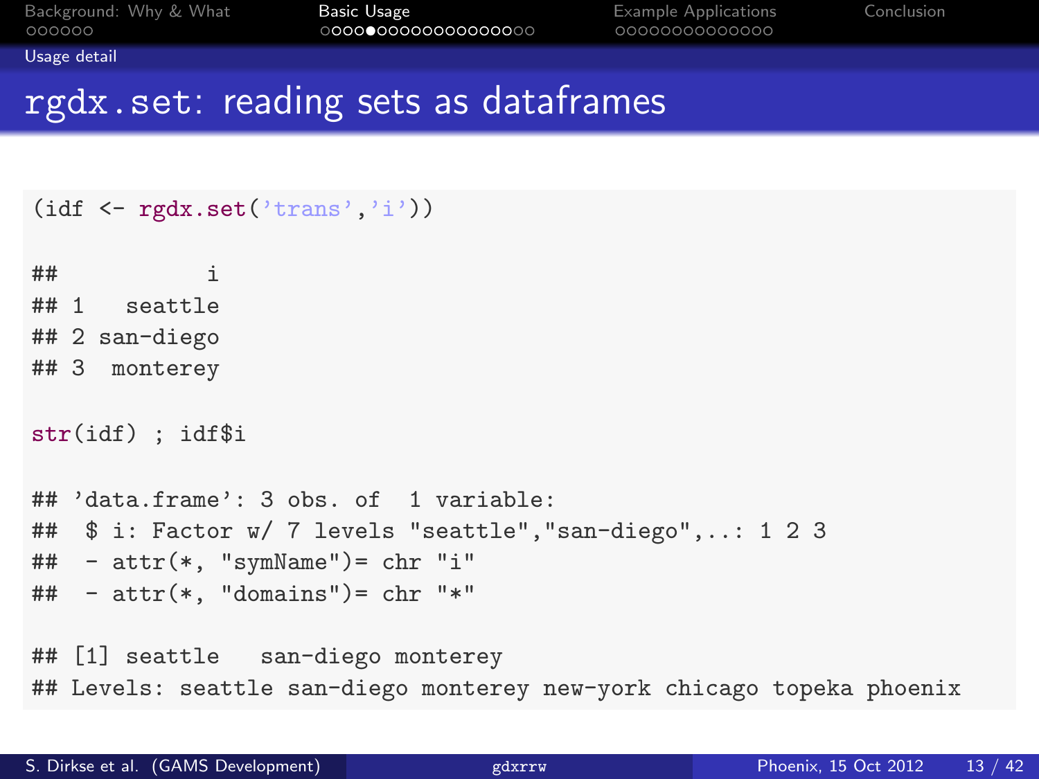# rgdx.set: reading sets as dataframes

```
(idf <- rgdx.set('trans','i'))

##           i
## 1   seattle
## 2 san-diego
## 3  monterey

str(idf) ; idf$i

## 'data.frame': 3 obs. of  1 variable:
##  $ i: Factor w/ 7 levels "seattle","san-diego",..: 1 2 3
##  - attr(*, "symName")= chr "i"
##  - attr(*, "domains")= chr "*"

## [1] seattle   san-diego monterey
## Levels: seattle san-diego monterey new-york chicago topeka phoenix
```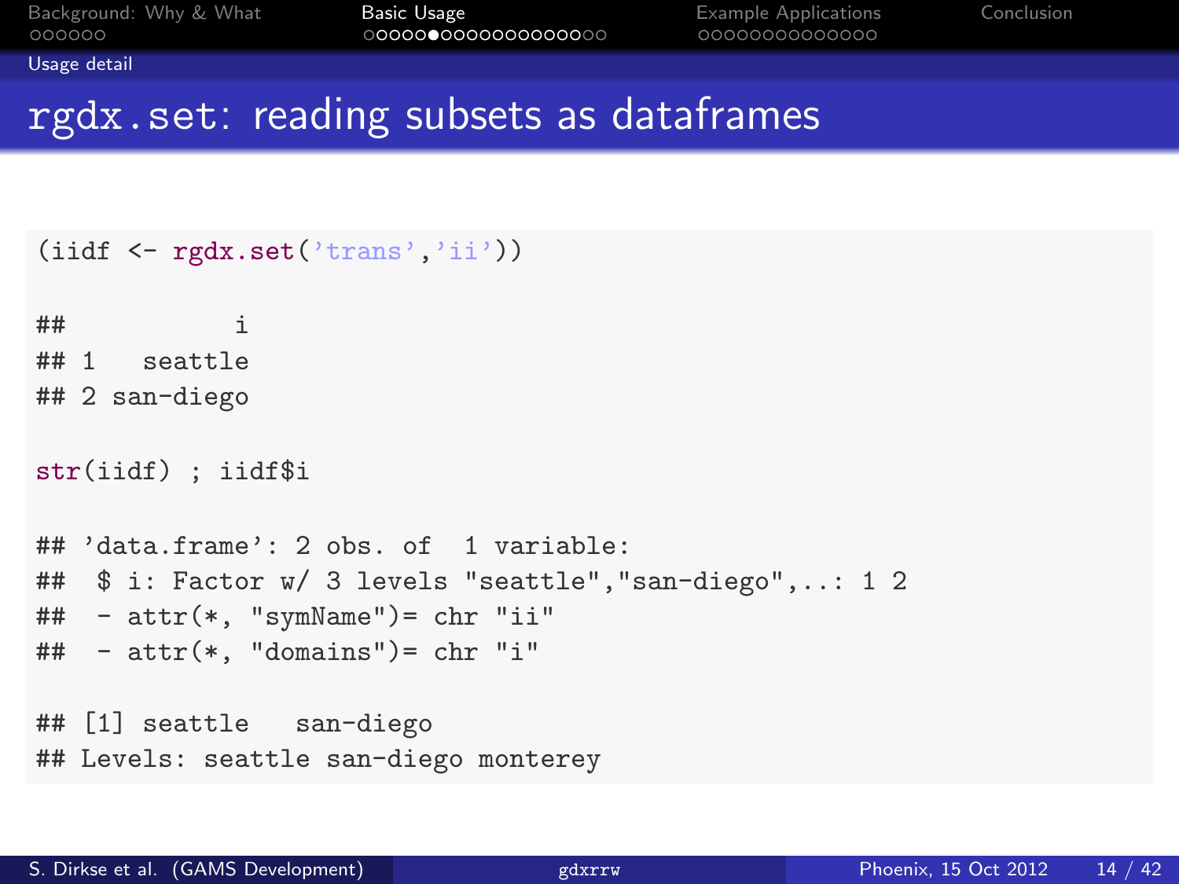# rgdx.set: reading subsets as dataframes

```
(iidf <- rgdx.set('trans','ii'))

##           i
## 1   seattle
## 2 san-diego

str(iidf) ; iidf$i

## 'data.frame': 2 obs. of  1 variable:
##  $ i: Factor w/ 3 levels "seattle","san-diego",..: 1 2
##  - attr(*, "symName")= chr "ii"
##  - attr(*, "domains")= chr "i"

## [1] seattle   san-diego
## Levels: seattle san-diego monterey
```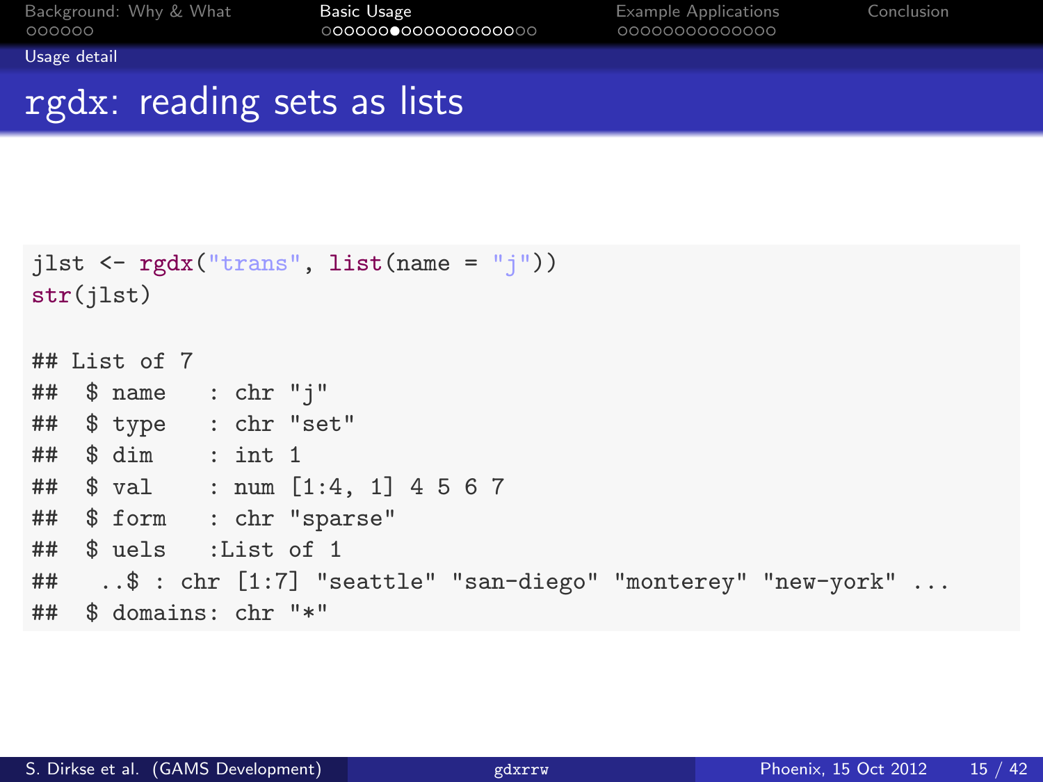# rgdx: reading sets as lists

```
jlst <- rgdx("trans", list(name = "j"))
str(jlst)

## List of 7
##  $ name   : chr "j"
##  $ type   : chr "set"
##  $ dim    : int 1
##  $ val    : num [1:4, 1] 4 5 6 7
##  $ form   : chr "sparse"
##  $ uels   :List of 1
##   ..$ : chr [1:7] "seattle" "san-diego" "monterey" "new-york" ...
##  $ domains: chr "*"
```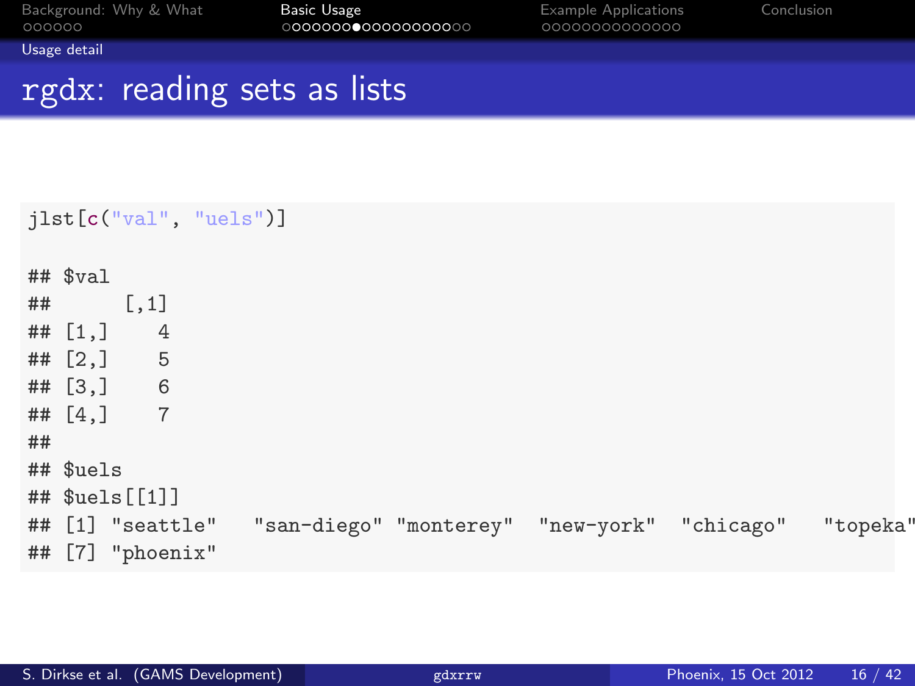Usage detail

# rgdx: reading sets as lists

```
jlst[c("val", "uels")]

## $val
##      [,1]
## [1,]    4
## [2,]    5
## [3,]    6
## [4,]    7
##
## $uels
## $uels[[1]]
## [1] "seattle"   "san-diego" "monterey"  "new-york"  "chicago"   "topeka"
## [7] "phoenix"
```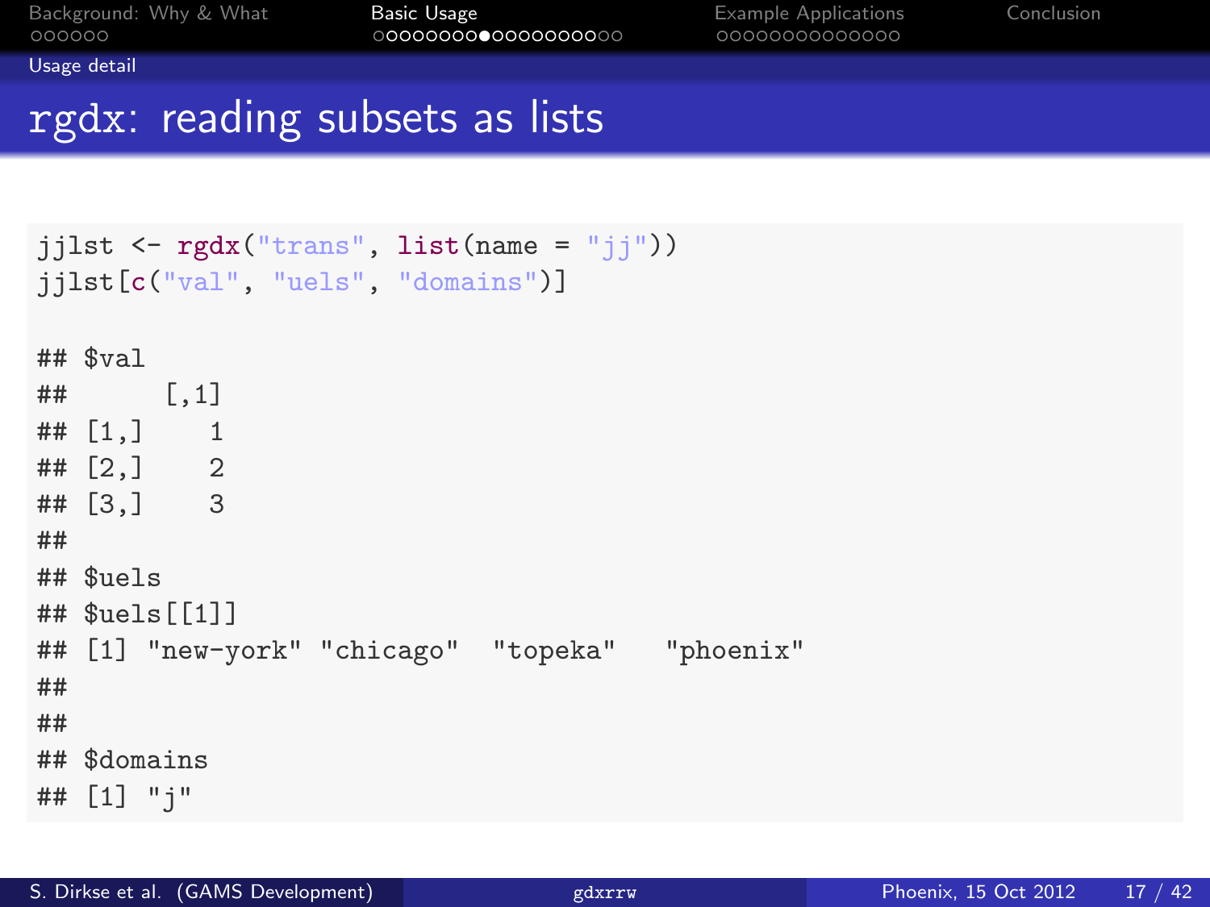# rgdx: reading subsets as lists

```
jjlst <- rgdx("trans", list(name = "jj"))
jjlst[c("val", "uels", "domains")]

## $val
##      [,1]
## [1,]    1
## [2,]    2
## [3,]    3
##
## $uels
## $uels[[1]]
## [1] "new-york" "chicago"  "topeka"   "phoenix"
##
##
## $domains
## [1] "j"
```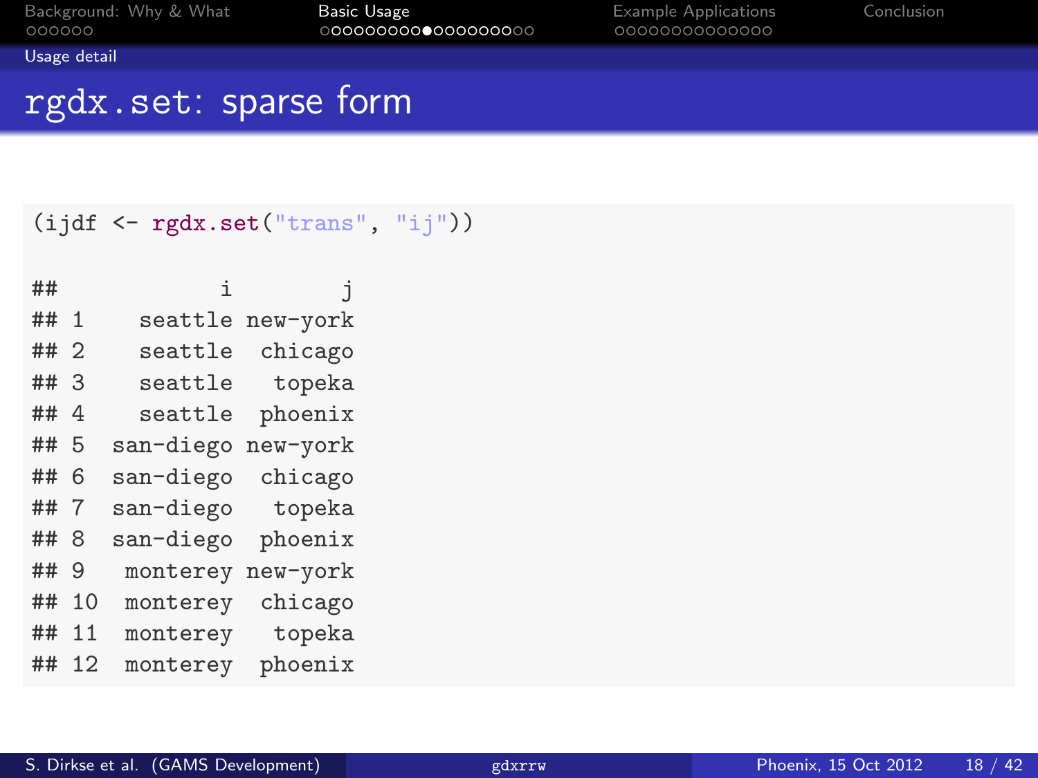## rgdx.set: sparse form

```
(ijdf <- rgdx.set("trans", "ij"))

##            i        j
## 1    seattle new-york
## 2    seattle  chicago
## 3    seattle   topeka
## 4    seattle  phoenix
## 5  san-diego new-york
## 6  san-diego  chicago
## 7  san-diego   topeka
## 8  san-diego  phoenix
## 9   monterey new-york
## 10  monterey  chicago
## 11  monterey   topeka
## 12  monterey  phoenix
```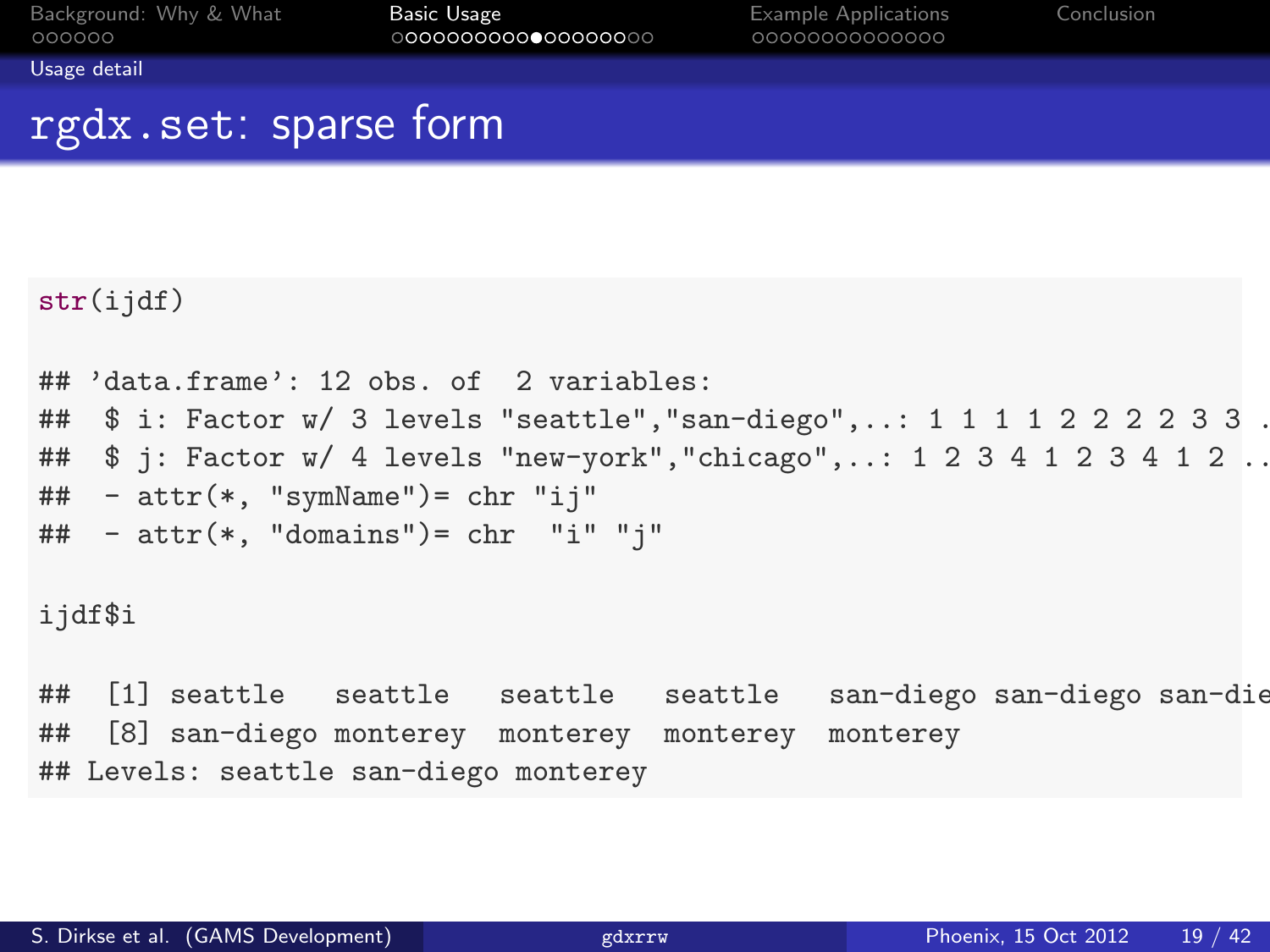# rgdx.set: sparse form

```
str(ijdf)

## 'data.frame': 12 obs. of  2 variables:
##  $ i: Factor w/ 3 levels "seattle","san-diego",..: 1 1 1 1 2 2 2 2 3 3 .
##  $ j: Factor w/ 4 levels "new-york","chicago",..: 1 2 3 4 1 2 3 4 1 2 ..
##  - attr(*, "symName")= chr "ij"
##  - attr(*, "domains")= chr  "i" "j"

ijdf$i

##  [1] seattle   seattle   seattle   seattle   san-diego san-diego san-die
##  [8] san-diego monterey  monterey  monterey  monterey
## Levels: seattle san-diego monterey
```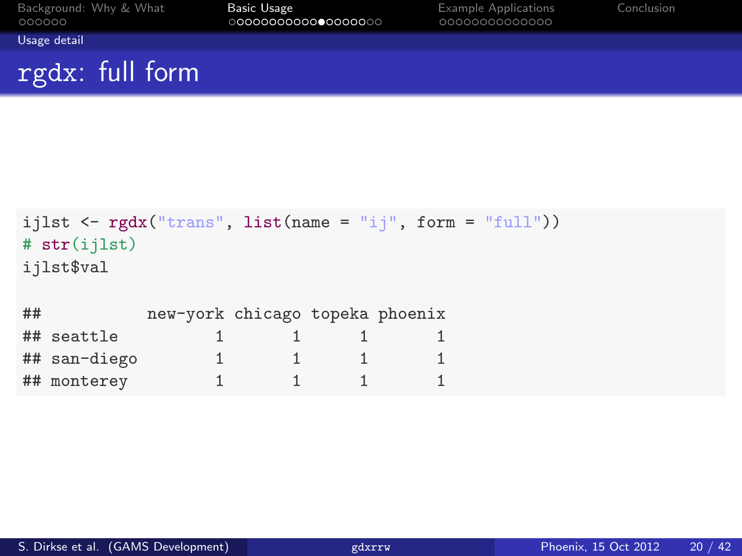# rgdx: full form

```
ijlst <- rgdx("trans", list(name = "ij", form = "full"))
# str(ijlst)
ijlst$val

##           new-york chicago topeka phoenix
## seattle          1       1      1       1
## san-diego        1       1      1       1
## monterey         1       1      1       1
```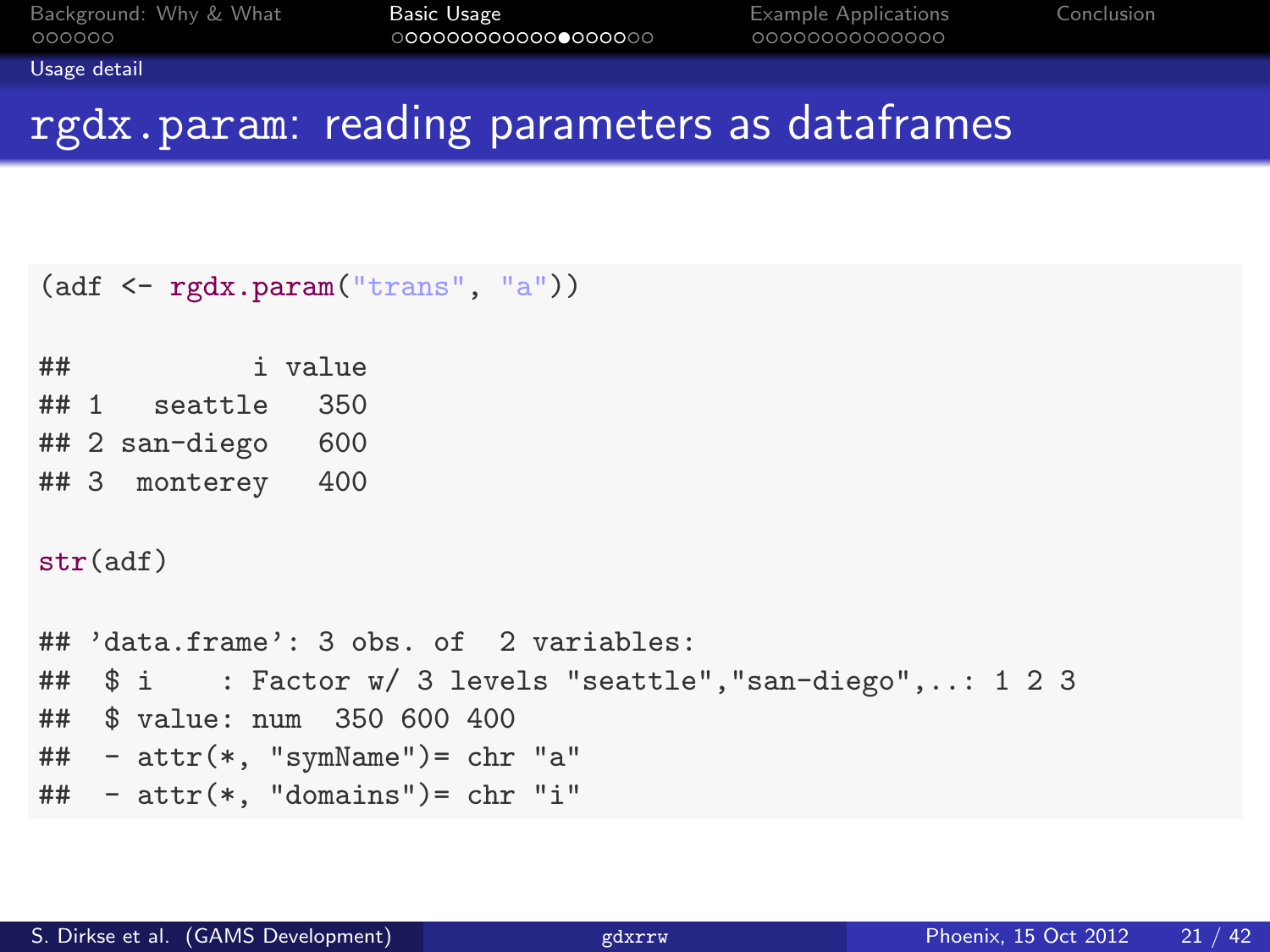## rgdx.param: reading parameters as dataframes

```
(adf <- rgdx.param("trans", "a"))

##           i value
## 1   seattle   350
## 2 san-diego   600
## 3  monterey   400

str(adf)

## 'data.frame': 3 obs. of  2 variables:
##  $ i    : Factor w/ 3 levels "seattle","san-diego",..: 1 2 3
##  $ value: num  350 600 400
##  - attr(*, "symName")= chr "a"
##  - attr(*, "domains")= chr "i"
```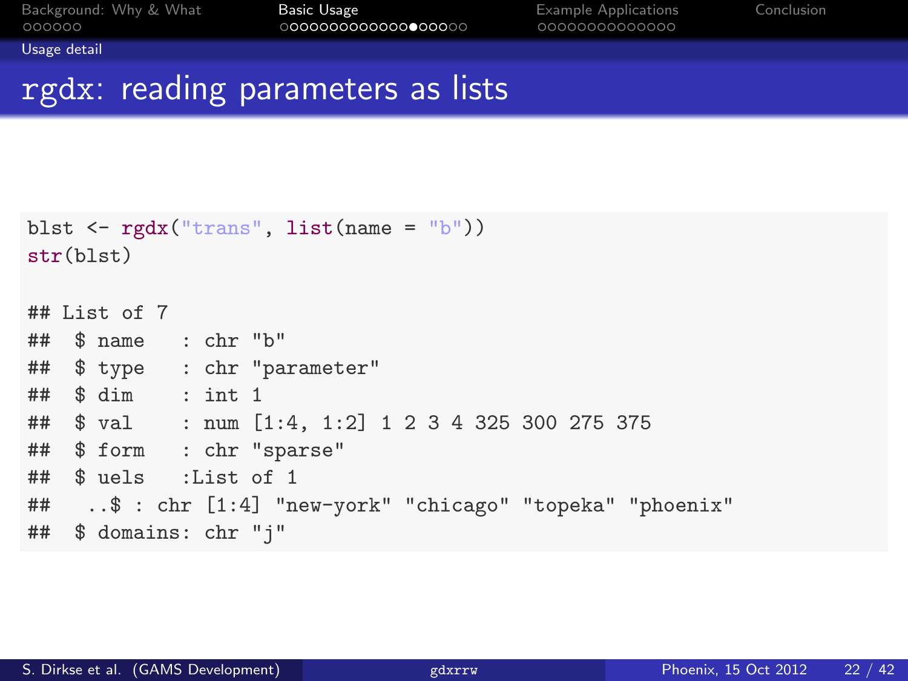# rgdx: reading parameters as lists

```r
blst <- rgdx("trans", list(name = "b"))
str(blst)

## List of 7
##  $ name   : chr "b"
##  $ type   : chr "parameter"
##  $ dim    : int 1
##  $ val    : num [1:4, 1:2] 1 2 3 4 325 300 275 375
##  $ form   : chr "sparse"
##  $ uels   :List of 1
##   ..$ : chr [1:4] "new-york" "chicago" "topeka" "phoenix"
##  $ domains: chr "j"
```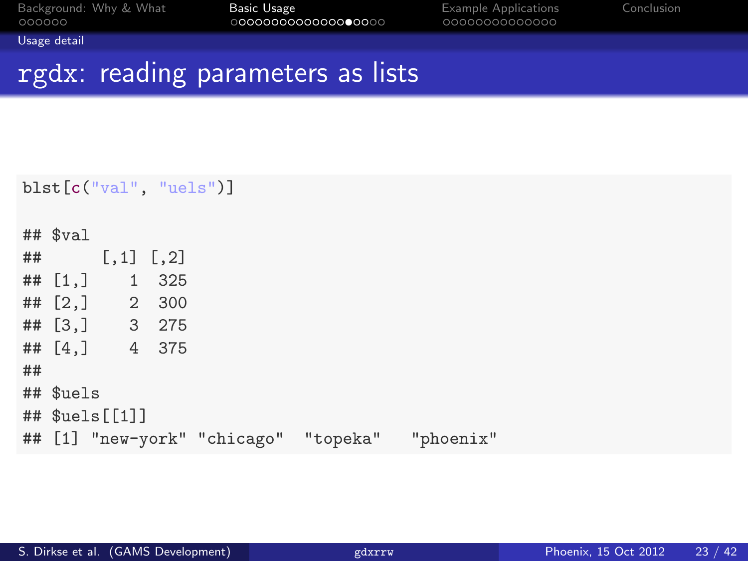## rgdx: reading parameters as lists

```
blst[c("val", "uels")]

## $val
##      [,1] [,2]
## [1,]    1  325
## [2,]    2  300
## [3,]    3  275
## [4,]    4  375
##
## $uels
## $uels[[1]]
## [1] "new-york" "chicago"  "topeka"   "phoenix"
```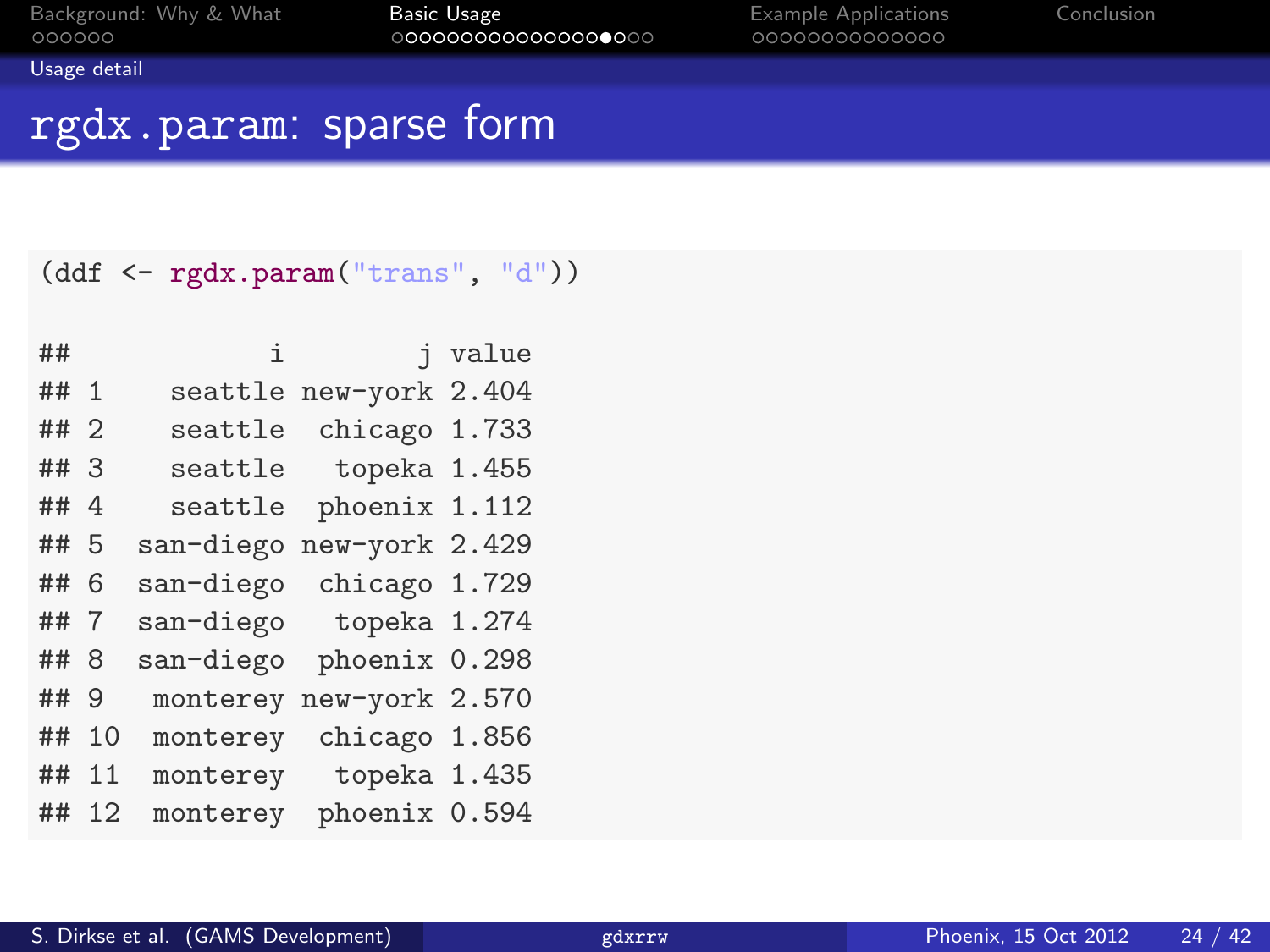# rgdx.param: sparse form

```
(ddf <- rgdx.param("trans", "d"))

##            i        j value
## 1     seattle new-york 2.404
## 2     seattle  chicago 1.733
## 3     seattle   topeka 1.455
## 4     seattle  phoenix 1.112
## 5   san-diego new-york 2.429
## 6   san-diego  chicago 1.729
## 7   san-diego   topeka 1.274
## 8   san-diego  phoenix 0.298
## 9    monterey new-york 2.570
## 10   monterey  chicago 1.856
## 11   monterey   topeka 1.435
## 12   monterey  phoenix 0.594
```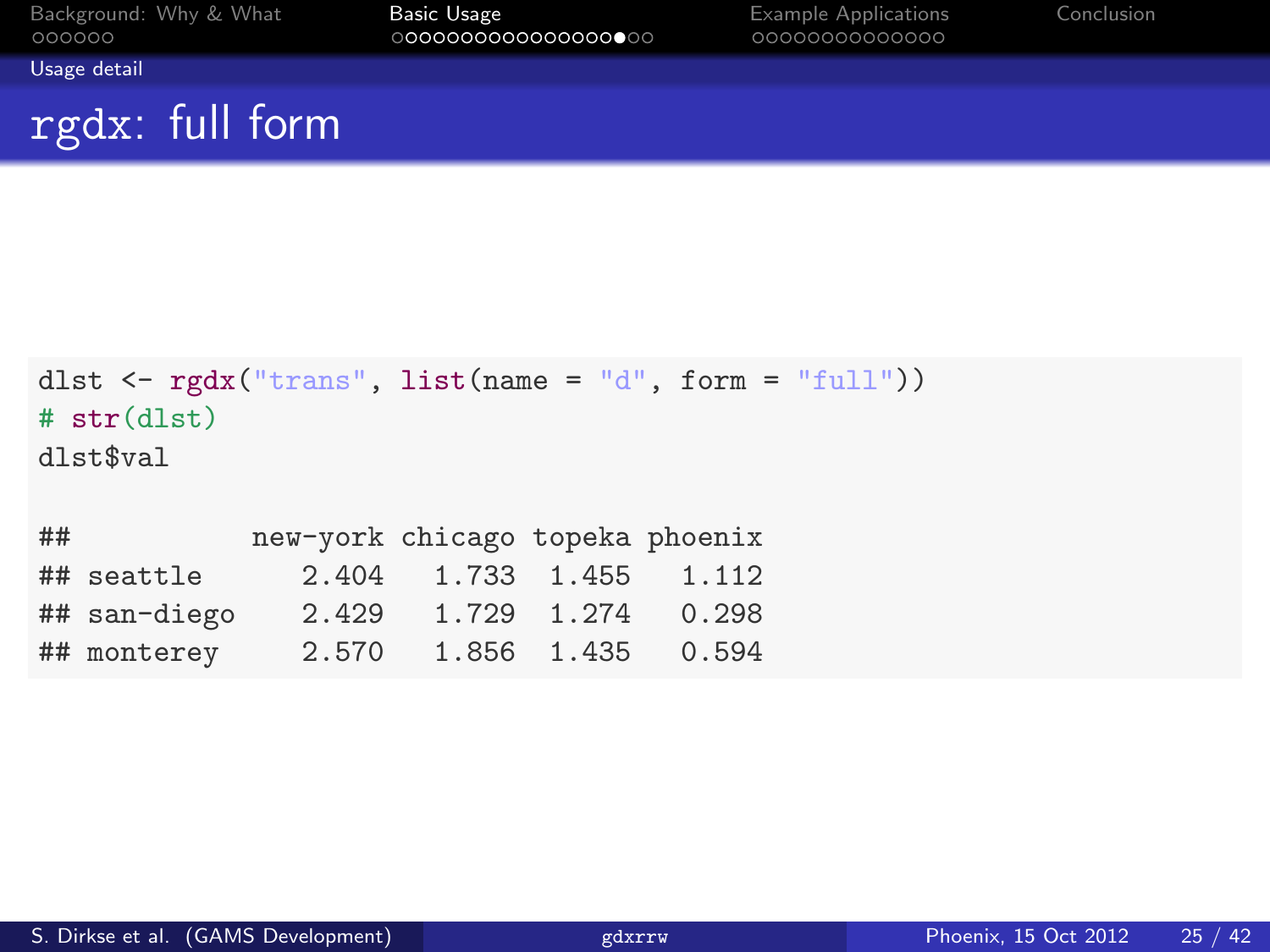# rgdx: full form

```
dlst <- rgdx("trans", list(name = "d", form = "full"))
# str(dlst)
dlst$val

##           new-york chicago topeka phoenix
## seattle      2.404   1.733  1.455   1.112
## san-diego    2.429   1.729  1.274   0.298
## monterey     2.570   1.856  1.435   0.594
```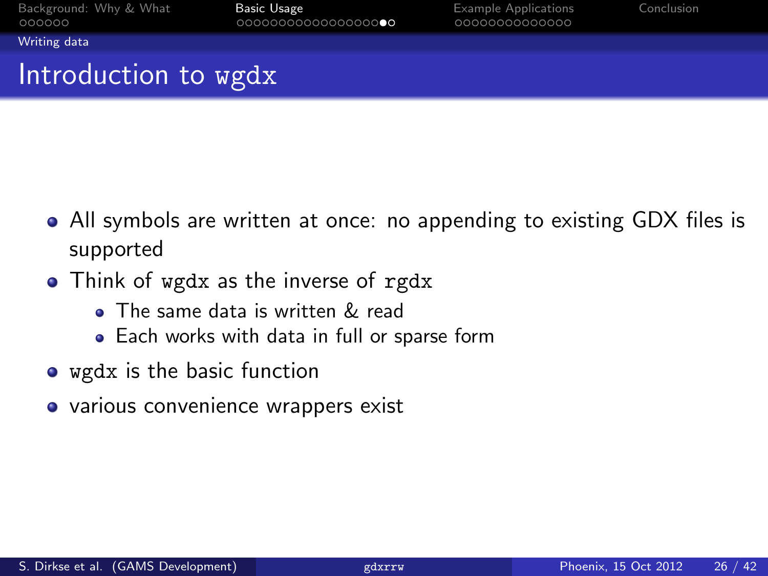# Introduction to `wgdx`

- All symbols are written at once: no appending to existing GDX files is supported
- Think of `wgdx` as the inverse of `rgdx`
  - The same data is written & read
  - Each works with data in full or sparse form
- `wgdx` is the basic function
- various convenience wrappers exist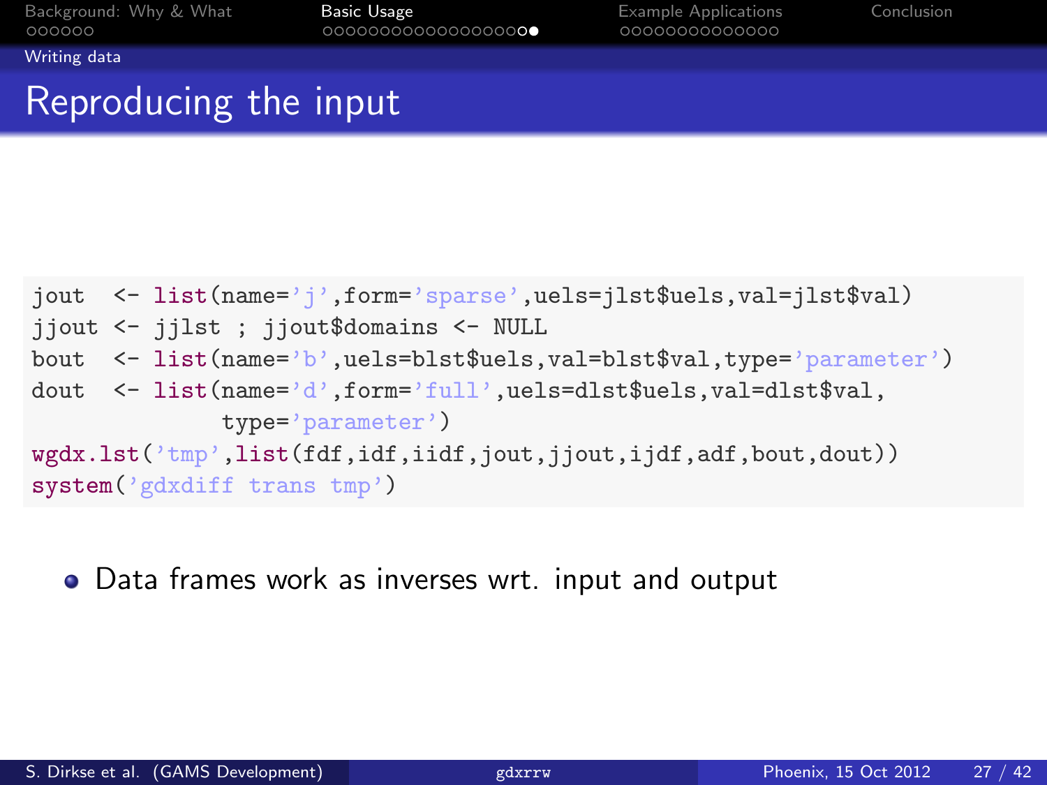## Reproducing the input

```
jout  <- list(name='j',form='sparse',uels=jlst$uels,val=jlst$val)
jjout <- jjlst ; jjout$domains <- NULL
bout  <- list(name='b',uels=blst$uels,val=blst$val,type='parameter')
dout  <- list(name='d',form='full',uels=dlst$uels,val=dlst$val,
              type='parameter')
wgdx.lst('tmp',list(fdf,idf,iidf,jout,jjout,ijdf,adf,bout,dout))
system('gdxdiff trans tmp')
```

- Data frames work as inverses wrt. input and output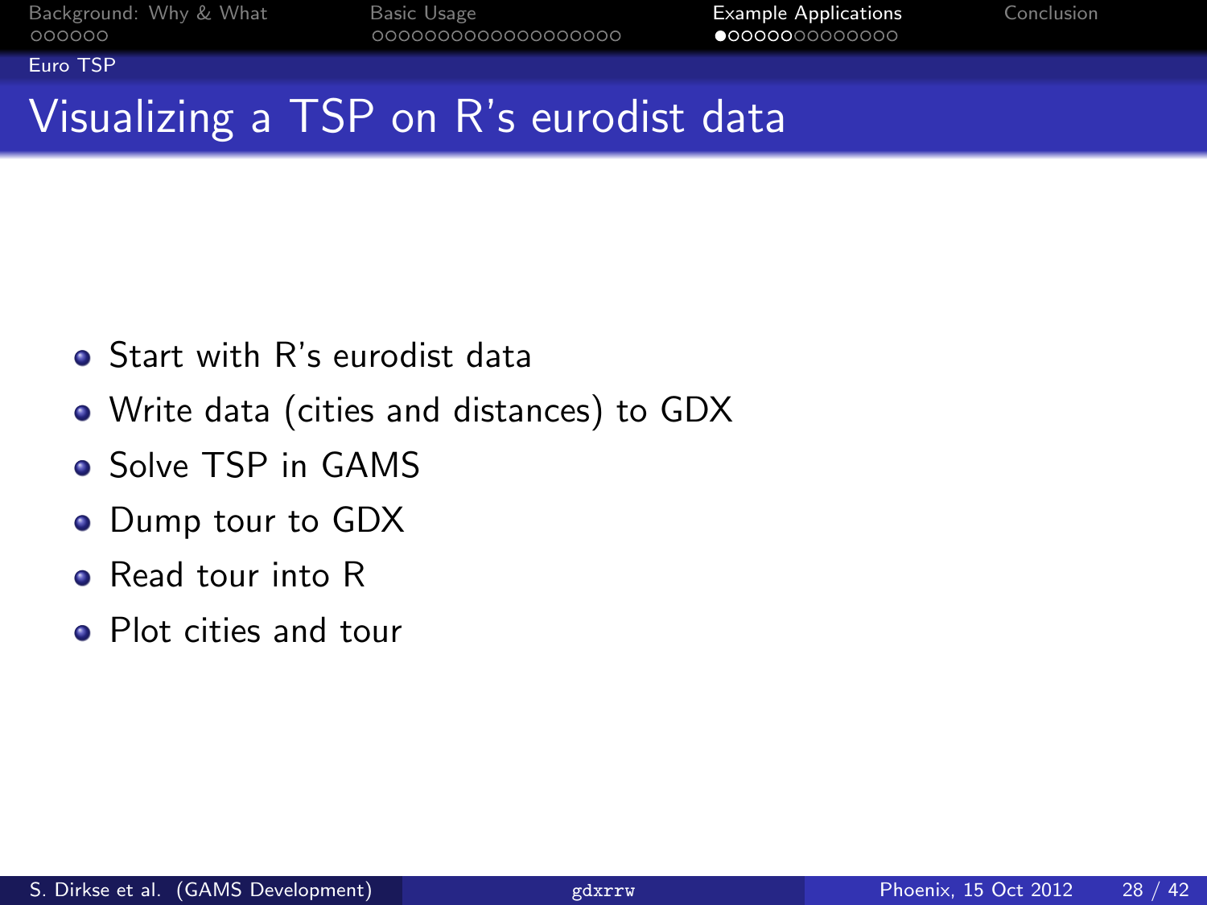# Visualizing a TSP on R's eurodist data

- Start with R's eurodist data
- Write data (cities and distances) to GDX
- Solve TSP in GAMS
- Dump tour to GDX
- Read tour into R
- Plot cities and tour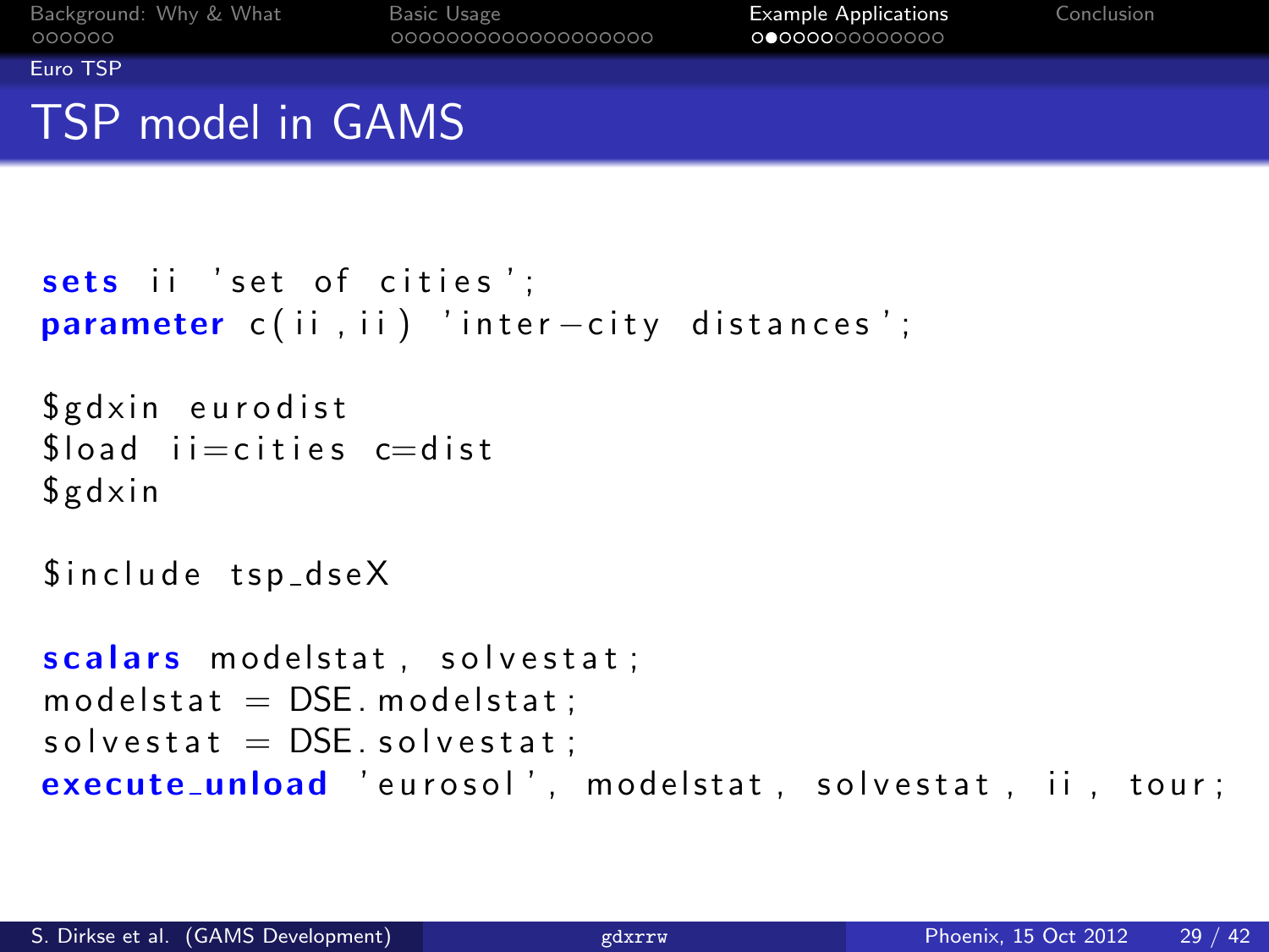## TSP model in GAMS

```
sets ii 'set of cities';
parameter c(ii,ii) 'inter-city distances';

$gdxin eurodist
$load ii=cities c=dist
$gdxin

$include tsp_dseX

scalars modelstat, solvestat;
modelstat = DSE.modelstat;
solvestat = DSE.solvestat;
execute_unload 'eurosol', modelstat, solvestat, ii, tour;
```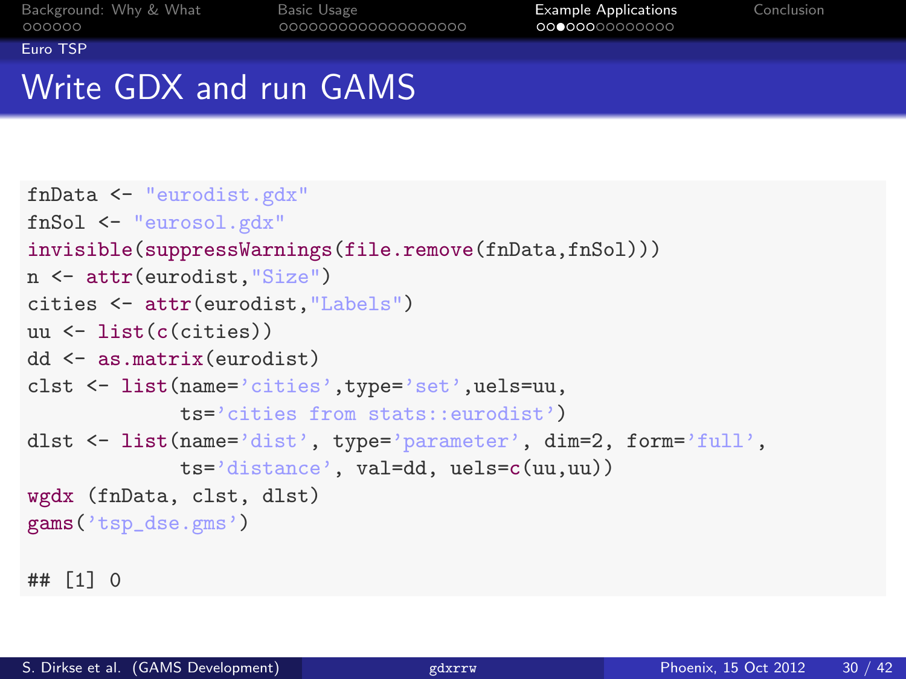# Write GDX and run GAMS

```
fnData <- "eurodist.gdx"
fnSol <- "eurosol.gdx"
invisible(suppressWarnings(file.remove(fnData,fnSol)))
n <- attr(eurodist,"Size")
cities <- attr(eurodist,"Labels")
uu <- list(c(cities))
dd <- as.matrix(eurodist)
clst <- list(name='cities',type='set',uels=uu,
             ts='cities from stats::eurodist')
dlst <- list(name='dist', type='parameter', dim=2, form='full',
             ts='distance', val=dd, uels=c(uu,uu))
wgdx (fnData, clst, dlst)
gams('tsp_dse.gms')

## [1] 0
```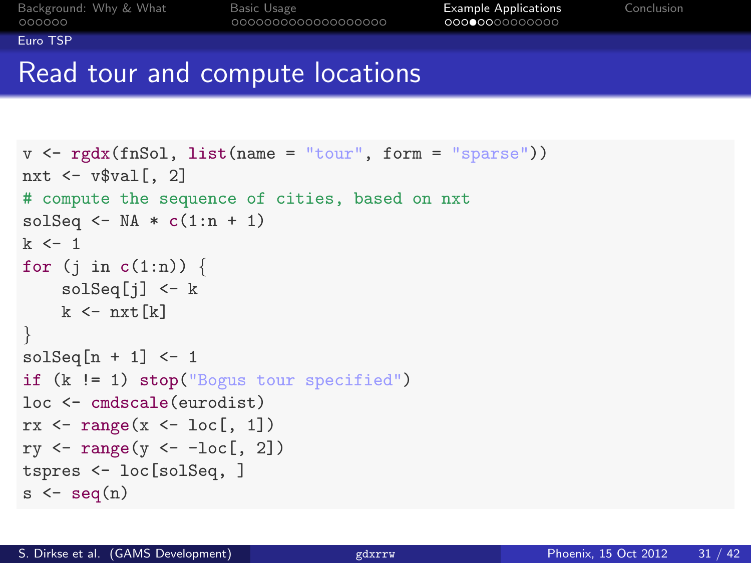## Read tour and compute locations

```
v <- rgdx(fnSol, list(name = "tour", form = "sparse"))
nxt <- v$val[, 2]
# compute the sequence of cities, based on nxt
solSeq <- NA * c(1:n + 1)
k <- 1
for (j in c(1:n)) {
    solSeq[j] <- k
    k <- nxt[k]
}
solSeq[n + 1] <- 1
if (k != 1) stop("Bogus tour specified")
loc <- cmdscale(eurodist)
rx <- range(x <- loc[, 1])
ry <- range(y <- -loc[, 2])
tspres <- loc[solSeq, ]
s <- seq(n)
```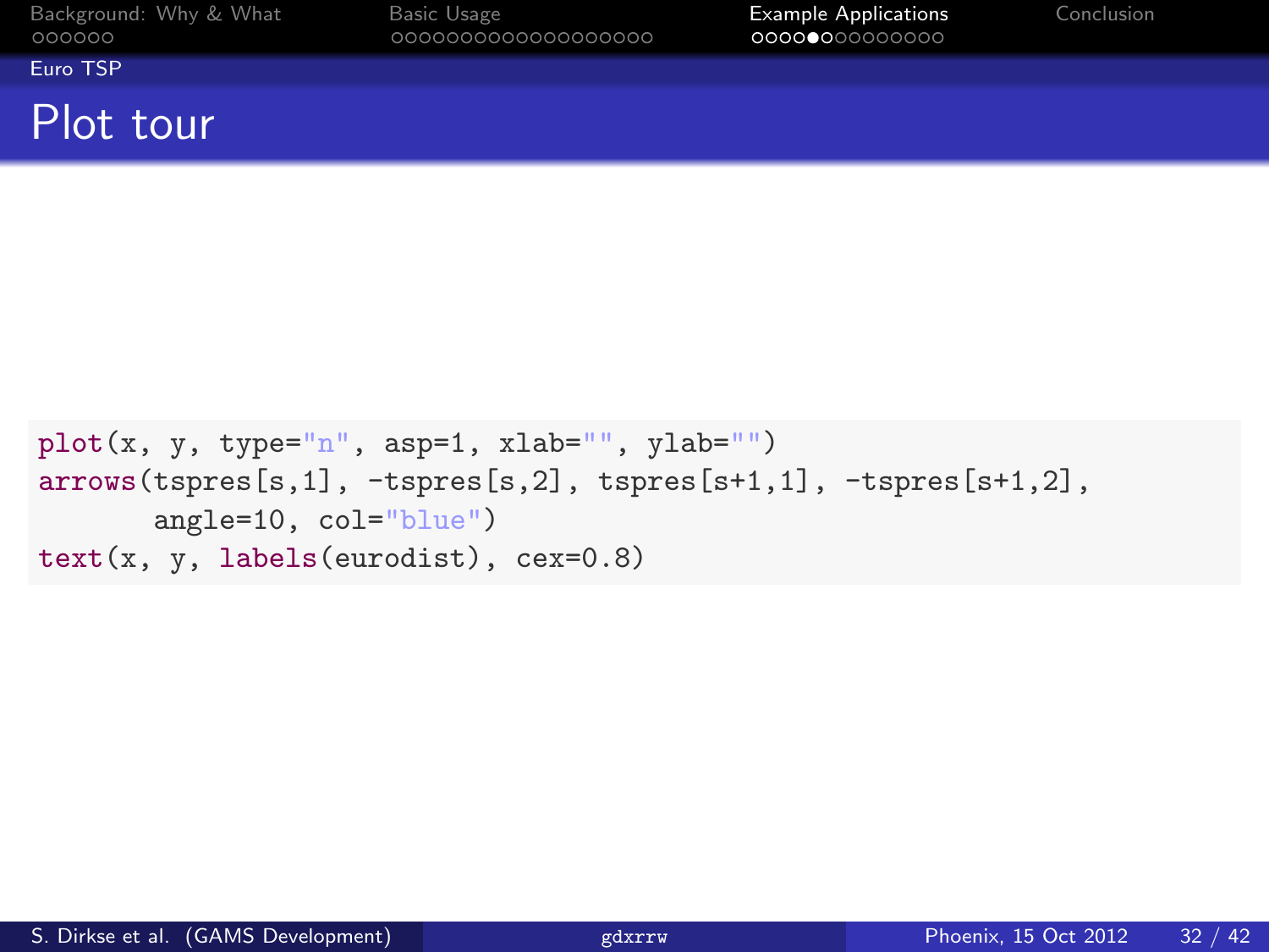## Euro TSP

# Plot tour

```
plot(x, y, type="n", asp=1, xlab="", ylab="")
arrows(tspres[s,1], -tspres[s,2], tspres[s+1,1], -tspres[s+1,2],
       angle=10, col="blue")
text(x, y, labels(eurodist), cex=0.8)
```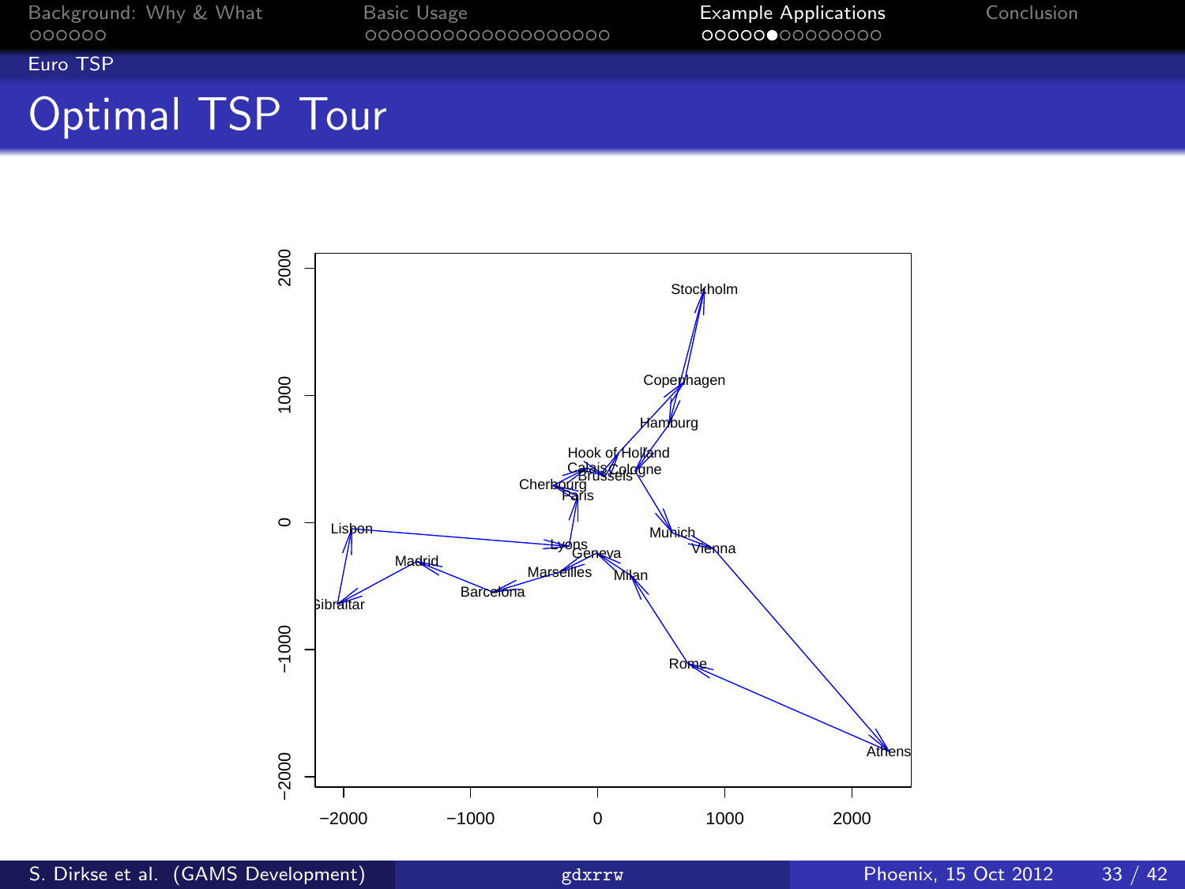## Euro TSP

# Optimal TSP Tour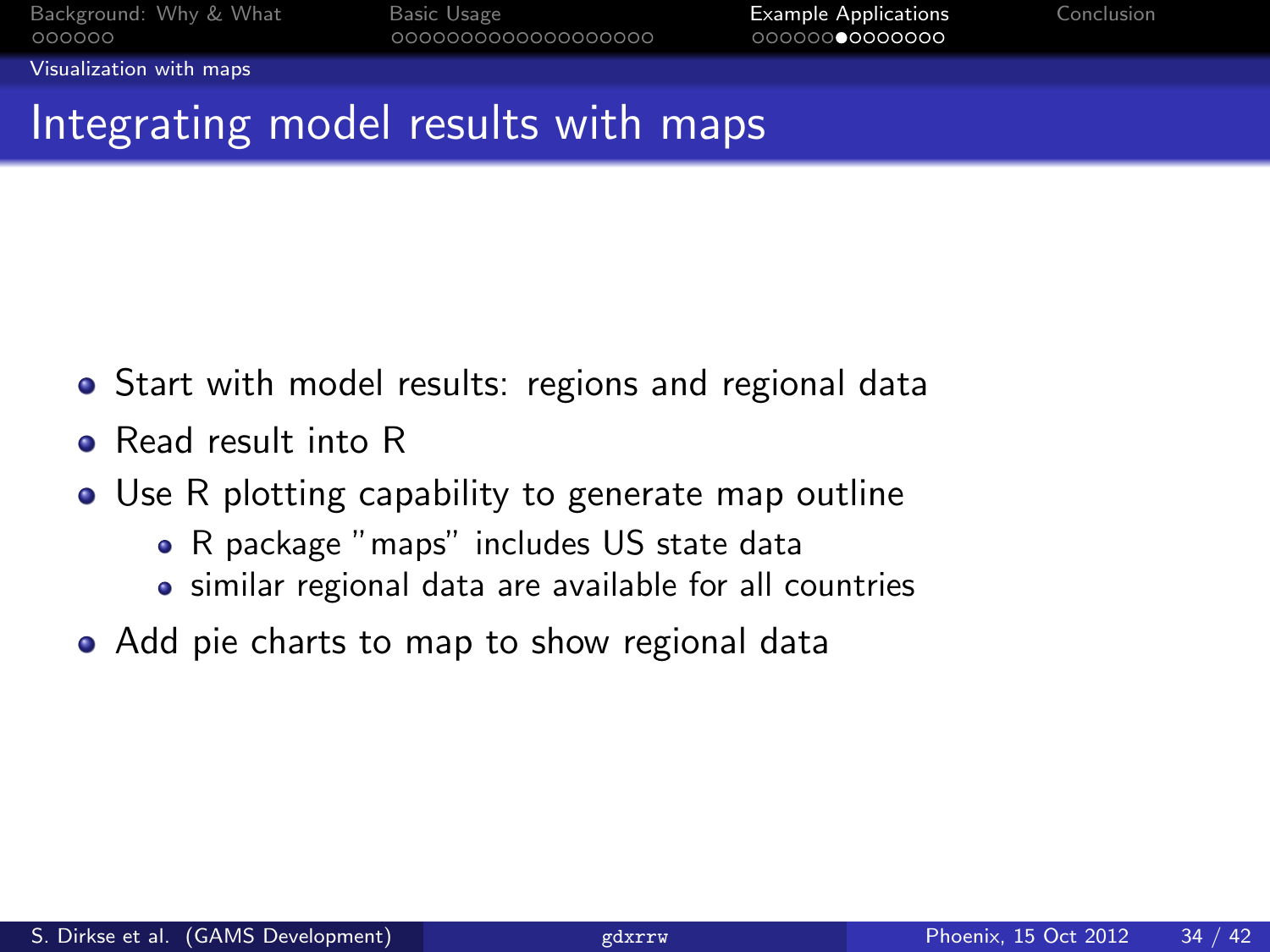# Integrating model results with maps

- Start with model results: regions and regional data
- Read result into R
- Use R plotting capability to generate map outline
  - R package "maps" includes US state data
  - similar regional data are available for all countries
- Add pie charts to map to show regional data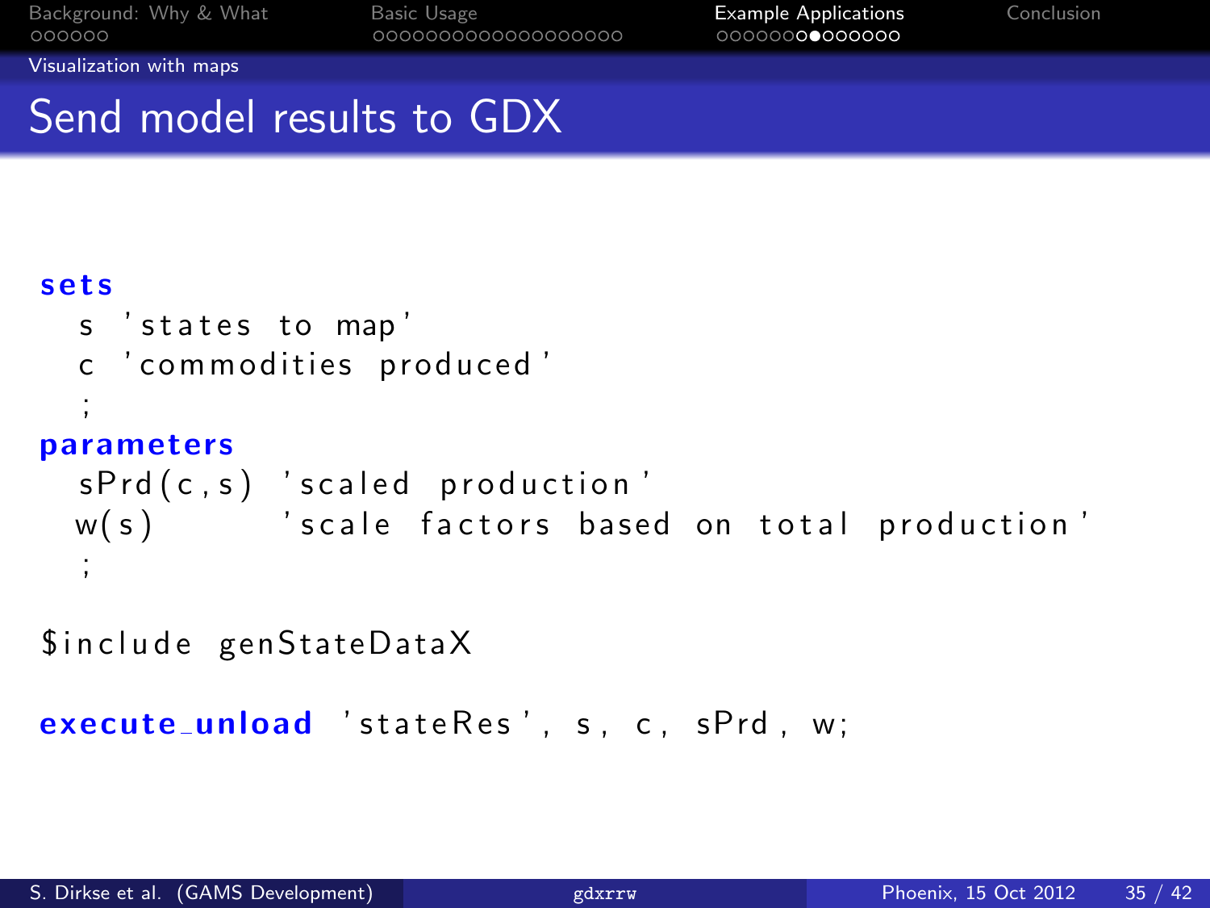## Send model results to GDX

```
sets
  s 'states to map'
  c 'commodities produced'
  ;
parameters
  sPrd(c,s) 'scaled production'
  w(s)      'scale factors based on total production'
  ;

$include genStateDataX

execute_unload 'stateRes', s, c, sPrd, w;
```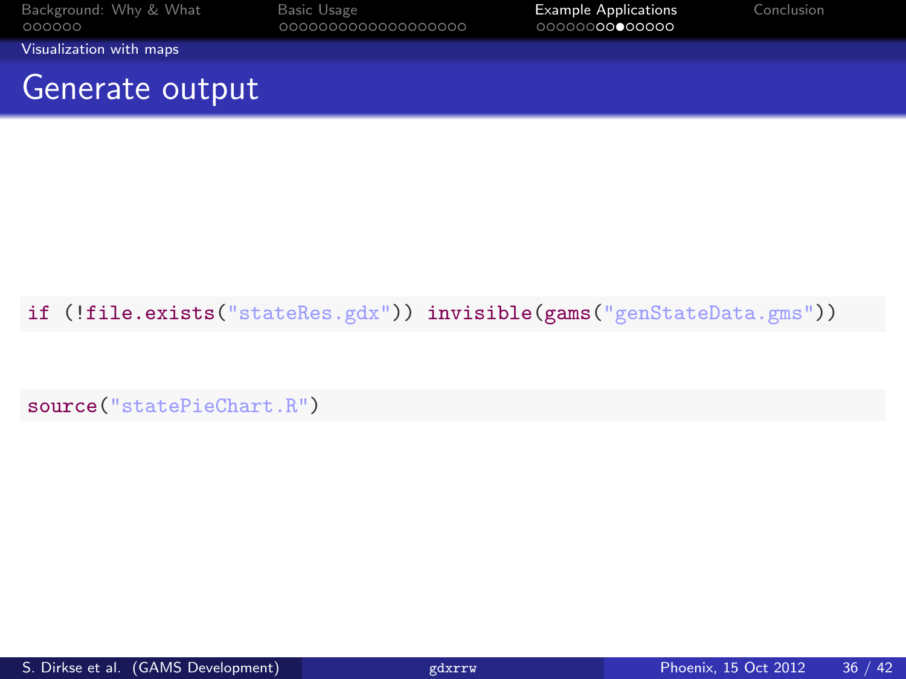## Generate output

```
if (!file.exists("stateRes.gdx")) invisible(gams("genStateData.gms"))
```

```
source("statePieChart.R")
```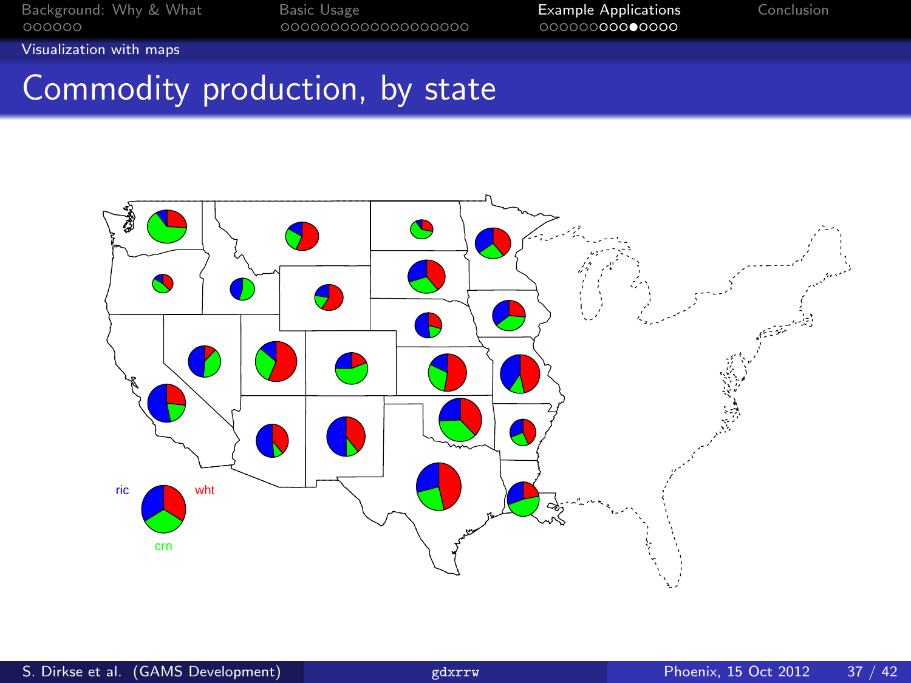# Commodity production, by state

ric wht crn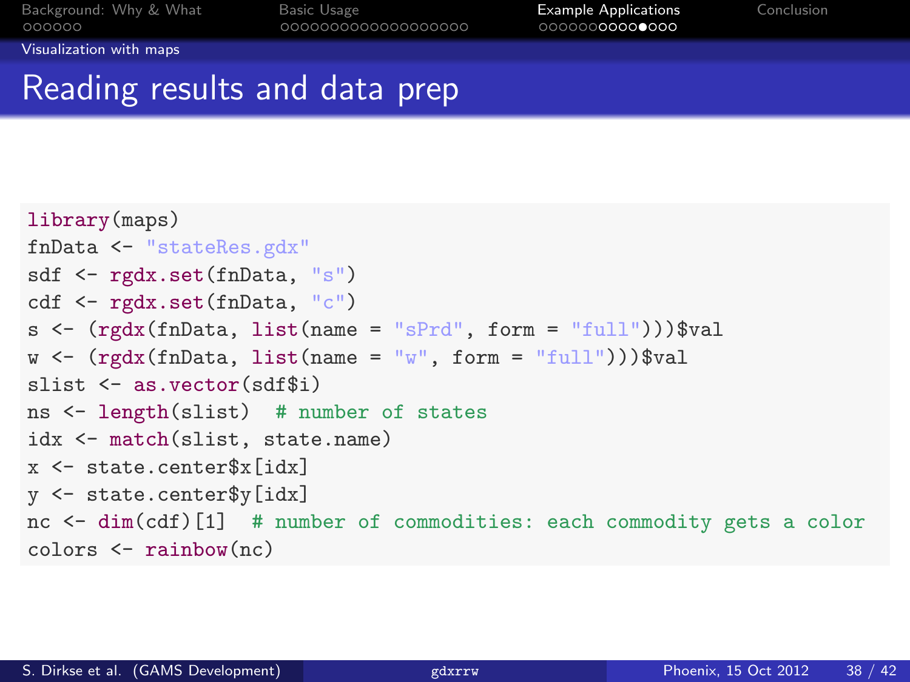## Reading results and data prep

```
library(maps)
fnData <- "stateRes.gdx"
sdf <- rgdx.set(fnData, "s")
cdf <- rgdx.set(fnData, "c")
s <- (rgdx(fnData, list(name = "sPrd", form = "full")))$val
w <- (rgdx(fnData, list(name = "w", form = "full")))$val
slist <- as.vector(sdf$i)
ns <- length(slist)  # number of states
idx <- match(slist, state.name)
x <- state.center$x[idx]
y <- state.center$y[idx]
nc <- dim(cdf)[1]  # number of commodities: each commodity gets a color
colors <- rainbow(nc)
```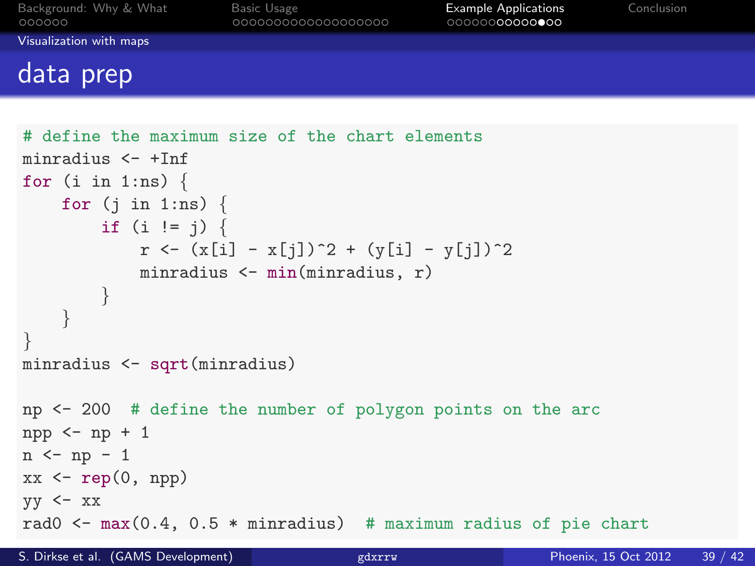## Visualization with maps

# data prep

```
# define the maximum size of the chart elements
minradius <- +Inf
for (i in 1:ns) {
    for (j in 1:ns) {
        if (i != j) {
            r <- (x[i] - x[j])^2 + (y[i] - y[j])^2
            minradius <- min(minradius, r)
        }
    }
}
minradius <- sqrt(minradius)

np <- 200  # define the number of polygon points on the arc
npp <- np + 1
n <- np - 1
xx <- rep(0, npp)
yy <- xx
rad0 <- max(0.4, 0.5 * minradius)  # maximum radius of pie chart
```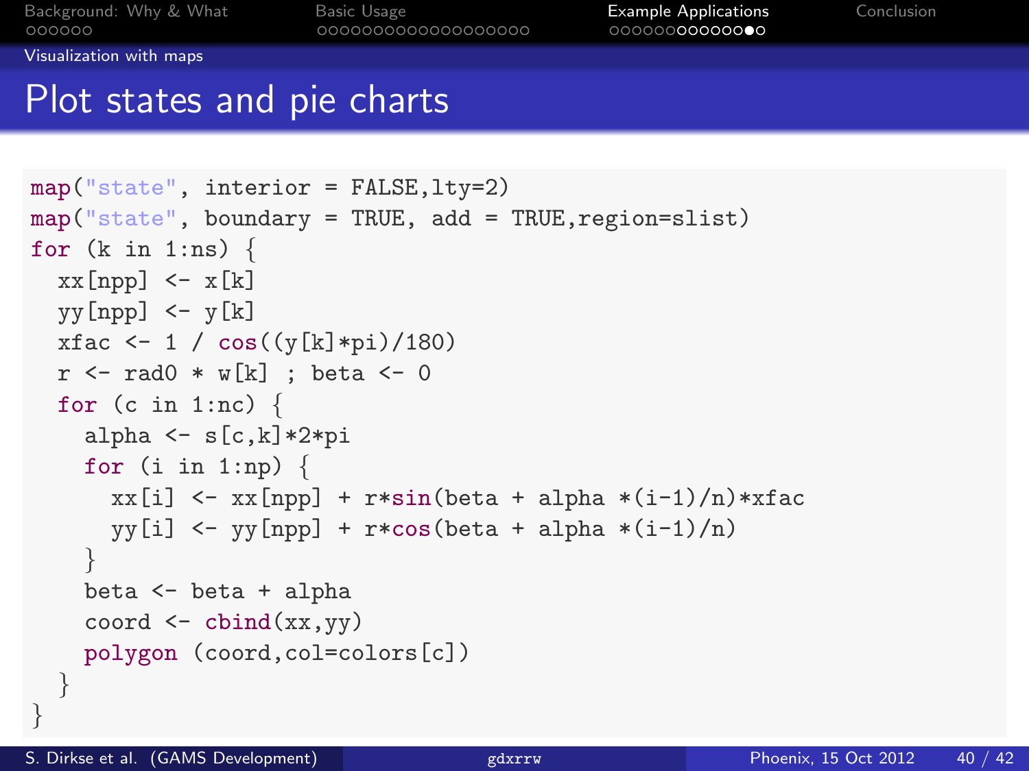## Plot states and pie charts

```
map("state", interior = FALSE,lty=2)
map("state", boundary = TRUE, add = TRUE,region=slist)
for (k in 1:ns) {
  xx[npp] <- x[k]
  yy[npp] <- y[k]
  xfac <- 1 / cos((y[k]*pi)/180)
  r <- rad0 * w[k] ; beta <- 0
  for (c in 1:nc) {
    alpha <- s[c,k]*2*pi
    for (i in 1:np) {
      xx[i] <- xx[npp] + r*sin(beta + alpha *(i-1)/n)*xfac
      yy[i] <- yy[npp] + r*cos(beta + alpha *(i-1)/n)
    }
    beta <- beta + alpha
    coord <- cbind(xx,yy)
    polygon (coord,col=colors[c])
  }
}
```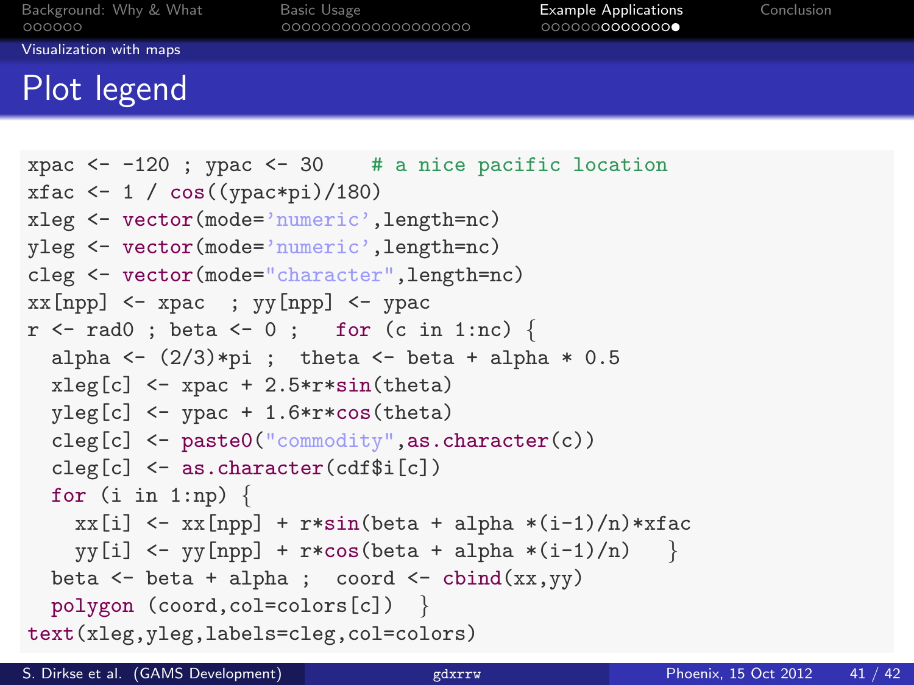## Plot legend

```
xpac <- -120 ; ypac <- 30    # a nice pacific location
xfac <- 1 / cos((ypac*pi)/180)
xleg <- vector(mode='numeric',length=nc)
yleg <- vector(mode='numeric',length=nc)
cleg <- vector(mode="character",length=nc)
xx[npp] <- xpac  ; yy[npp] <- ypac
r <- rad0 ; beta <- 0 ;   for (c in 1:nc) {
  alpha <- (2/3)*pi ;  theta <- beta + alpha * 0.5
  xleg[c] <- xpac + 2.5*r*sin(theta)
  yleg[c] <- ypac + 1.6*r*cos(theta)
  cleg[c] <- paste0("commodity",as.character(c))
  cleg[c] <- as.character(cdf$i[c])
  for (i in 1:np) {
    xx[i] <- xx[npp] + r*sin(beta + alpha *(i-1)/n)*xfac
    yy[i] <- yy[npp] + r*cos(beta + alpha *(i-1)/n)   }
  beta <- beta + alpha ;  coord <- cbind(xx,yy)
  polygon (coord,col=colors[c])  }
text(xleg,yleg,labels=cleg,col=colors)
```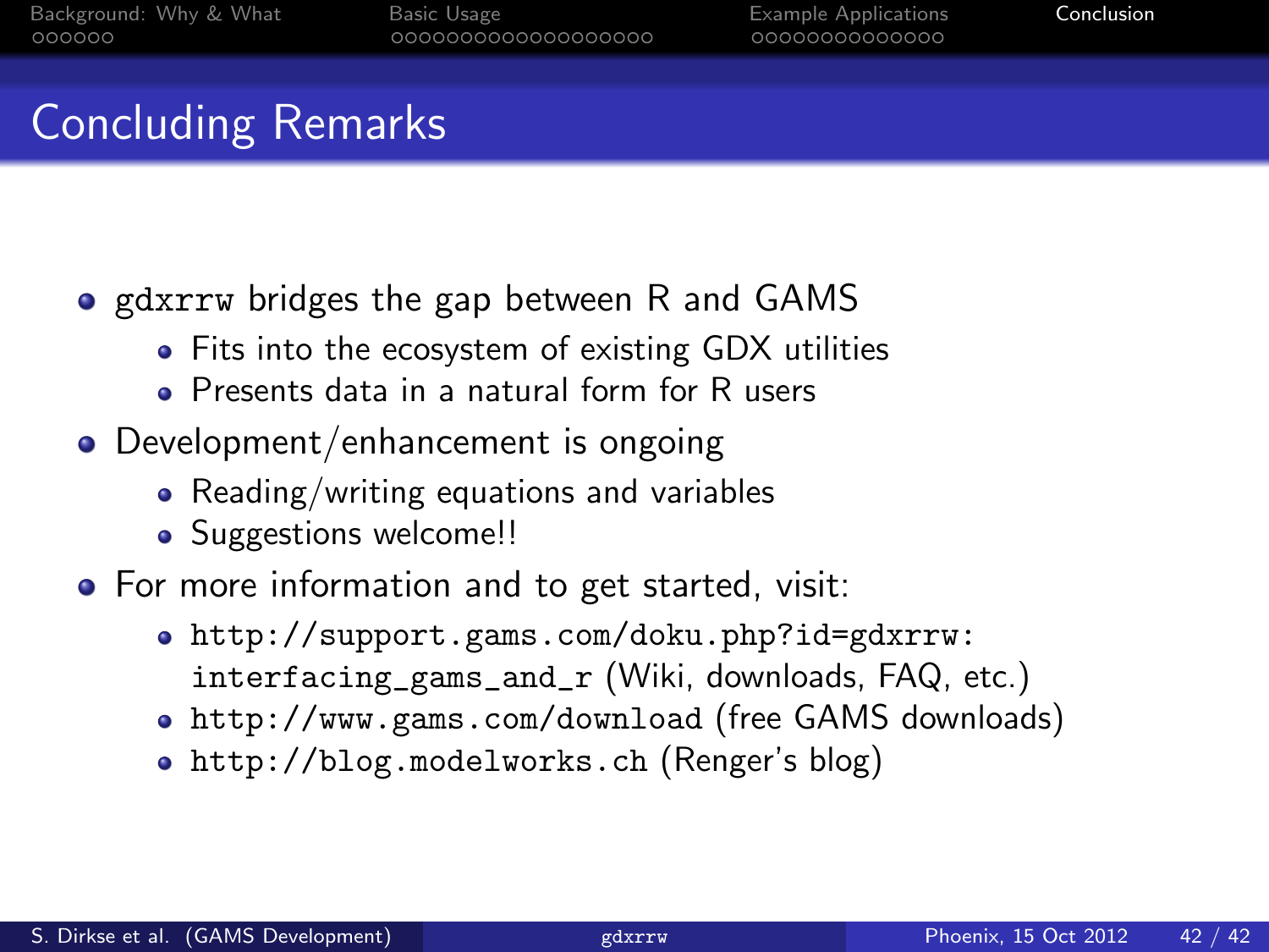# Concluding Remarks

- gdxrrw bridges the gap between R and GAMS
  - Fits into the ecosystem of existing GDX utilities
  - Presents data in a natural form for R users
- Development/enhancement is ongoing
  - Reading/writing equations and variables
  - Suggestions welcome!!
- For more information and to get started, visit:
  - http://support.gams.com/doku.php?id=gdxrrw:interfacing_gams_and_r (Wiki, downloads, FAQ, etc.)
  - http://www.gams.com/download (free GAMS downloads)
  - http://blog.modelworks.ch (Renger's blog)